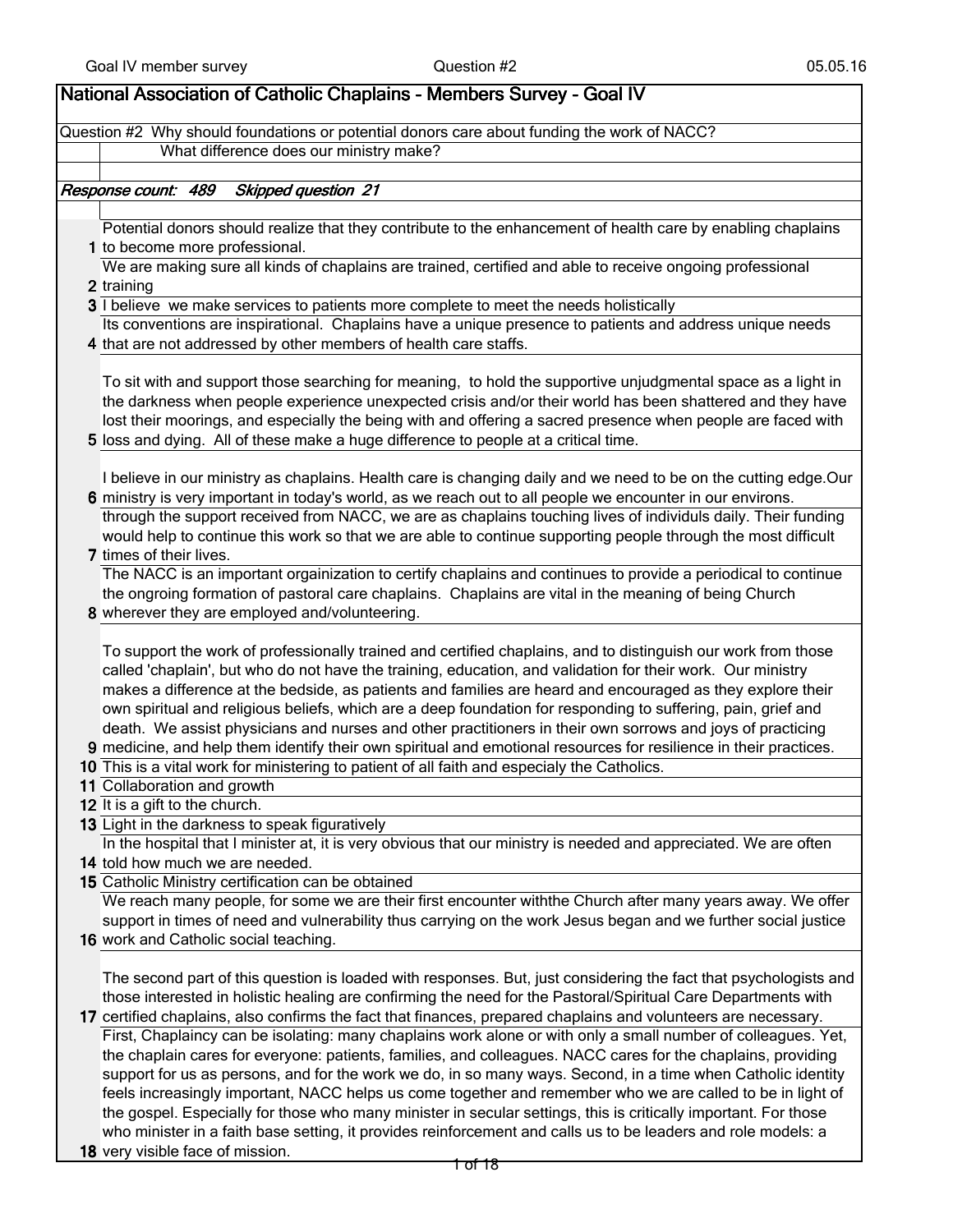# National Association of Catholic Chaplains - Members Survey - Goal IV

Question #2 Why should foundations or potential donors care about funding the work of NACC?

What difference does our ministry make?

*Response count: 489 Skipped question 21*

| # | Response |
|---|---|
| 1 | Potential donors should realize that they contribute to the enhancement of health care by enabling chaplains to become more professional. |
| 2 | We are making sure all kinds of chaplains are trained, certified and able to receive ongoing professional training |
| 3 | I believe we make services to patients more complete to meet the needs holistically |
| 4 | Its conventions are inspirational. Chaplains have a unique presence to patients and address unique needs that are not addressed by other members of health care staffs. |
| 5 | To sit with and support those searching for meaning, to hold the supportive unjudgmental space as a light in the darkness when people experience unexpected crisis and/or their world has been shattered and they have lost their moorings, and especially the being with and offering a sacred presence when people are faced with loss and dying. All of these make a huge difference to people at a critical time. |
| 6 | I believe in our ministry as chaplains. Health care is changing daily and we need to be on the cutting edge.Our ministry is very important in today's world, as we reach out to all people we encounter in our environs. |
| 7 | through the support received from NACC, we are as chaplains touching lives of individuls daily. Their funding would help to continue this work so that we are able to continue supporting people through the most difficult times of their lives. |
| 8 | The NACC is an important orgainization to certify chaplains and continues to provide a periodical to continue the ongroing formation of pastoral care chaplains. Chaplains are vital in the meaning of being Church wherever they are employed and/volunteering. |
| 9 | To support the work of professionally trained and certified chaplains, and to distinguish our work from those called 'chaplain', but who do not have the training, education, and validation for their work. Our ministry makes a difference at the bedside, as patients and families are heard and encouraged as they explore their own spiritual and religious beliefs, which are a deep foundation for responding to suffering, pain, grief and death. We assist physicians and nurses and other practitioners in their own sorrows and joys of practicing medicine, and help them identify their own spiritual and emotional resources for resilience in their practices. |
| 10 | This is a vital work for ministering to patient of all faith and especialy the Catholics. |
| 11 | Collaboration and growth |
| 12 | It is a gift to the church. |
| 13 | Light in the darkness to speak figuratively |
| 14 | In the hospital that I minister at, it is very obvious that our ministry is needed and appreciated. We are often told how much we are needed. |
| 15 | Catholic Ministry certification can be obtained |
| 16 | We reach many people, for some we are their first encounter withthe Church after many years away. We offer support in times of need and vulnerability thus carrying on the work Jesus began and we further social justice work and Catholic social teaching. |
| 17 | The second part of this question is loaded with responses. But, just considering the fact that psychologists and those interested in holistic healing are confirming the need for the Pastoral/Spiritual Care Departments with certified chaplains, also confirms the fact that finances, prepared chaplains and volunteers are necessary. |
| 18 | First, Chaplaincy can be isolating: many chaplains work alone or with only a small number of colleagues. Yet, the chaplain cares for everyone: patients, families, and colleagues. NACC cares for the chaplains, providing support for us as persons, and for the work we do, in so many ways. Second, in a time when Catholic identity feels increasingly important, NACC helps us come together and remember who we are called to be in light of the gospel. Especially for those who many minister in secular settings, this is critically important. For those who minister in a faith base setting, it provides reinforcement and calls us to be leaders and role models: a very visible face of mission. |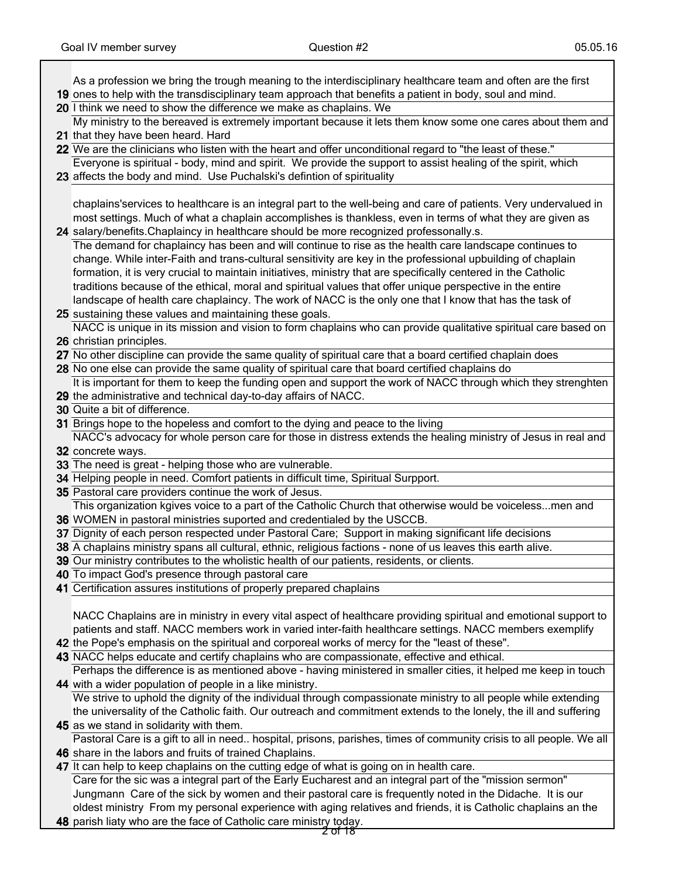| | |
|---|---|
| 19 | As a profession we bring the trough meaning to the interdisciplinary healthcare team and often are the first ones to help with the transdisciplinary team approach that benefits a patient in body, soul and mind. |
| 20 | I think we need to show the difference we make as chaplains. We |
| 21 | My ministry to the bereaved is extremely important because it lets them know some one cares about them and that they have been heard. Hard |
| 22 | We are the clinicians who listen with the heart and offer unconditional regard to "the least of these." |
| 23 | Everyone is spiritual - body, mind and spirit. We provide the support to assist healing of the spirit, which affects the body and mind. Use Puchalski's defintion of spirituality |
| 24 | chaplains'services to healthcare is an integral part to the well-being and care of patients. Very undervalued in most settings. Much of what a chaplain accomplishes is thankless, even in terms of what they are given as salary/benefits.Chaplaincy in healthcare should be more recognized professionally.s. |
| 25 | The demand for chaplaincy has been and will continue to rise as the health care landscape continues to change. While inter-Faith and trans-cultural sensitivity are key in the professional upbuilding of chaplain formation, it is very crucial to maintain initiatives, ministry that are specifically centered in the Catholic traditions because of the ethical, moral and spiritual values that offer unique perspective in the entire landscape of health care chaplaincy. The work of NACC is the only one that I know that has the task of sustaining these values and maintaining these goals. |
| 26 | NACC is unique in its mission and vision to form chaplains who can provide qualitative spiritual care based on christian principles. |
| 27 | No other discipline can provide the same quality of spiritual care that a board certified chaplain does |
| 28 | No one else can provide the same quality of spiritual care that board certified chaplains do |
| 29 | It is important for them to keep the funding open and support the work of NACC through which they strenghten the administrative and technical day-to-day affairs of NACC. |
| 30 | Quite a bit of difference. |
| 31 | Brings hope to the hopeless and comfort to the dying and peace to the living |
| 32 | NACC's advocacy for whole person care for those in distress extends the healing ministry of Jesus in real and concrete ways. |
| 33 | The need is great - helping those who are vulnerable. |
| 34 | Helping people in need. Comfort patients in difficult time, Spiritual Surpport. |
| 35 | Pastoral care providers continue the work of Jesus. |
| 36 | This organization kgives voice to a part of the Catholic Church that otherwise would be voiceless...men and WOMEN in pastoral ministries suported and credentialed by the USCCB. |
| 37 | Dignity of each person respected under Pastoral Care; Support in making significant life decisions |
| 38 | A chaplains ministry spans all cultural, ethnic, religious factions - none of us leaves this earth alive. |
| 39 | Our ministry contributes to the wholistic health of our patients, residents, or clients. |
| 40 | To impact God's presence through pastoral care |
| 41 | Certification assures institutions of properly prepared chaplains |
| 42 | NACC Chaplains are in ministry in every vital aspect of healthcare providing spiritual and emotional support to patients and staff. NACC members work in varied inter-faith healthcare settings. NACC members exemplify the Pope's emphasis on the spiritual and corporeal works of mercy for the "least of these". |
| 43 | NACC helps educate and certify chaplains who are compassionate, effective and ethical. |
| 44 | Perhaps the difference is as mentioned above - having ministered in smaller cities, it helped me keep in touch with a wider population of people in a like ministry. |
| 45 | We strive to uphold the dignity of the individual through compassionate ministry to all people while extending the universality of the Catholic faith. Our outreach and commitment extends to the lonely, the ill and suffering as we stand in solidarity with them. |
| 46 | Pastoral Care is a gift to all in need.. hospital, prisons, parishes, times of community crisis to all people. We all share in the labors and fruits of trained Chaplains. |
| 47 | It can help to keep chaplains on the cutting edge of what is going on in health care. |
| 48 | Care for the sic was a integral part of the Early Eucharest and an integral part of the "mission sermon" Jungmann Care of the sick by women and their pastoral care is frequently noted in the Didache. It is our oldest ministry From my personal experience with aging relatives and friends, it is Catholic chaplains an the parish liaty who are the face of Catholic care ministry today. |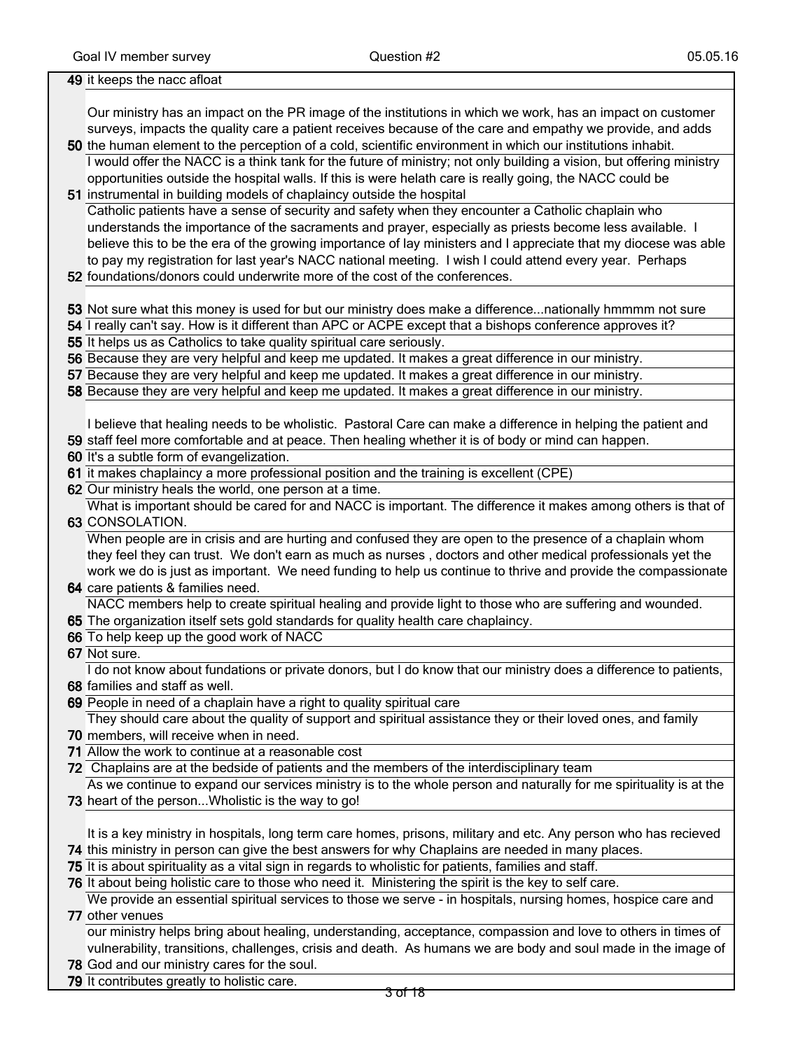| | |
|---|---|
| 49 | it keeps the nacc afloat |
| 50 | Our ministry has an impact on the PR image of the institutions in which we work, has an impact on customer surveys, impacts the quality care a patient receives because of the care and empathy we provide, and adds the human element to the perception of a cold, scientific environment in which our institutions inhabit. |
| 51 | I would offer the NACC is a think tank for the future of ministry; not only building a vision, but offering ministry opportunities outside the hospital walls. If this is were helath care is really going, the NACC could be instrumental in building models of chaplaincy outside the hospital |
| 52 | Catholic patients have a sense of security and safety when they encounter a Catholic chaplain who understands the importance of the sacraments and prayer, especially as priests become less available. I believe this to be the era of the growing importance of lay ministers and I appreciate that my diocese was able to pay my registration for last year's NACC national meeting. I wish I could attend every year. Perhaps foundations/donors could underwrite more of the cost of the conferences. |
| 53 | Not sure what this money is used for but our ministry does make a difference...nationally hmmmm not sure |
| 54 | I really can't say. How is it different than APC or ACPE except that a bishops conference approves it? |
| 55 | It helps us as Catholics to take quality spiritual care seriously. |
| 56 | Because they are very helpful and keep me updated. It makes a great difference in our ministry. |
| 57 | Because they are very helpful and keep me updated. It makes a great difference in our ministry. |
| 58 | Because they are very helpful and keep me updated. It makes a great difference in our ministry. |
| 59 | I believe that healing needs to be wholistic. Pastoral Care can make a difference in helping the patient and staff feel more comfortable and at peace. Then healing whether it is of body or mind can happen. |
| 60 | It's a subtle form of evangelization. |
| 61 | it makes chaplaincy a more professional position and the training is excellent (CPE) |
| 62 | Our ministry heals the world, one person at a time. |
| 63 | What is important should be cared for and NACC is important. The difference it makes among others is that of CONSOLATION. |
| 64 | When people are in crisis and are hurting and confused they are open to the presence of a chaplain whom they feel they can trust. We don't earn as much as nurses , doctors and other medical professionals yet the work we do is just as important. We need funding to help us continue to thrive and provide the compassionate care patients & families need. |
| 65 | NACC members help to create spiritual healing and provide light to those who are suffering and wounded. The organization itself sets gold standards for quality health care chaplaincy. |
| 66 | To help keep up the good work of NACC |
| 67 | Not sure. |
| 68 | I do not know about fundations or private donors, but I do know that our ministry does a difference to patients, families and staff as well. |
| 69 | People in need of a chaplain have a right to quality spiritual care |
| 70 | They should care about the quality of support and spiritual assistance they or their loved ones, and family members, will receive when in need. |
| 71 | Allow the work to continue at a reasonable cost |
| 72 | Chaplains are at the bedside of patients and the members of the interdisciplinary team |
| 73 | As we continue to expand our services ministry is to the whole person and naturally for me spirituality is at the heart of the person...Wholistic is the way to go! |
| 74 | It is a key ministry in hospitals, long term care homes, prisons, military and etc. Any person who has recieved this ministry in person can give the best answers for why Chaplains are needed in many places. |
| 75 | It is about spirituality as a vital sign in regards to wholistic for patients, families and staff. |
| 76 | It about being holistic care to those who need it. Ministering the spirit is the key to self care. |
| 77 | We provide an essential spiritual services to those we serve - in hospitals, nursing homes, hospice care and other venues |
| 78 | our ministry helps bring about healing, understanding, acceptance, compassion and love to others in times of vulnerability, transitions, challenges, crisis and death. As humans we are body and soul made in the image of God and our ministry cares for the soul. |
| 79 | It contributes greatly to holistic care. |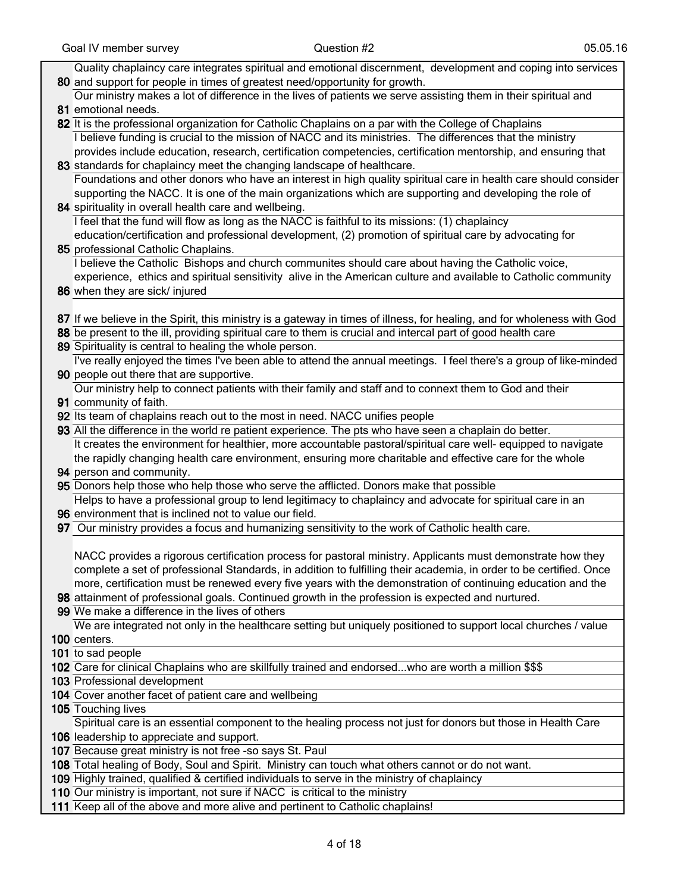| | |
|---|---|
| 80 | Quality chaplaincy care integrates spiritual and emotional discernment, development and coping into services and support for people in times of greatest need/opportunity for growth. |
| 81 | Our ministry makes a lot of difference in the lives of patients we serve assisting them in their spiritual and emotional needs. |
| 82 | It is the professional organization for Catholic Chaplains on a par with the College of Chaplains |
| 83 | I believe funding is crucial to the mission of NACC and its ministries. The differences that the ministry provides include education, research, certification competencies, certification mentorship, and ensuring that standards for chaplaincy meet the changing landscape of healthcare. |
| 84 | Foundations and other donors who have an interest in high quality spiritual care in health care should consider supporting the NACC. It is one of the main organizations which are supporting and developing the role of spirituality in overall health care and wellbeing. |
| 85 | I feel that the fund will flow as long as the NACC is faithful to its missions: (1) chaplaincy education/certification and professional development, (2) promotion of spiritual care by advocating for professional Catholic Chaplains. |
| 86 | I believe the Catholic Bishops and church communites should care about having the Catholic voice, experience, ethics and spiritual sensitivity alive in the American culture and available to Catholic community when they are sick/ injured |
| 87 | If we believe in the Spirit, this ministry is a gateway in times of illness, for healing, and for wholeness with God |
| 88 | be present to the ill, providing spiritual care to them is crucial and intercal part of good health care |
| 89 | Spirituality is central to healing the whole person. |
| 90 | I've really enjoyed the times I've been able to attend the annual meetings. I feel there's a group of like-minded people out there that are supportive. |
| 91 | Our ministry help to connect patients with their family and staff and to connext them to God and their community of faith. |
| 92 | Its team of chaplains reach out to the most in need. NACC unifies people |
| 93 | All the difference in the world re patient experience. The pts who have seen a chaplain do better. |
| 94 | It creates the environment for healthier, more accountable pastoral/spiritual care well- equipped to navigate the rapidly changing health care environment, ensuring more charitable and effective care for the whole person and community. |
| 95 | Donors help those who help those who serve the afflicted. Donors make that possible |
| 96 | Helps to have a professional group to lend legitimacy to chaplaincy and advocate for spiritual care in an environment that is inclined not to value our field. |
| 97 | Our ministry provides a focus and humanizing sensitivity to the work of Catholic health care. |
| 98 | NACC provides a rigorous certification process for pastoral ministry. Applicants must demonstrate how they complete a set of professional Standards, in addition to fulfilling their academia, in order to be certified. Once more, certification must be renewed every five years with the demonstration of continuing education and the attainment of professional goals. Continued growth in the profession is expected and nurtured. |
| 99 | We make a difference in the lives of others |
| 100 | We are integrated not only in the healthcare setting but uniquely positioned to support local churches / value centers. |
| 101 | to sad people |
| 102 | Care for clinical Chaplains who are skillfully trained and endorsed...who are worth a million $$$ |
| 103 | Professional development |
| 104 | Cover another facet of patient care and wellbeing |
| 105 | Touching lives |
| 106 | Spiritual care is an essential component to the healing process not just for donors but those in Health Care leadership to appreciate and support. |
| 107 | Because great ministry is not free -so says St. Paul |
| 108 | Total healing of Body, Soul and Spirit. Ministry can touch what others cannot or do not want. |
| 109 | Highly trained, qualified & certified individuals to serve in the ministry of chaplaincy |
| 110 | Our ministry is important, not sure if NACC is critical to the ministry |
| 111 | Keep all of the above and more alive and pertinent to Catholic chaplains! |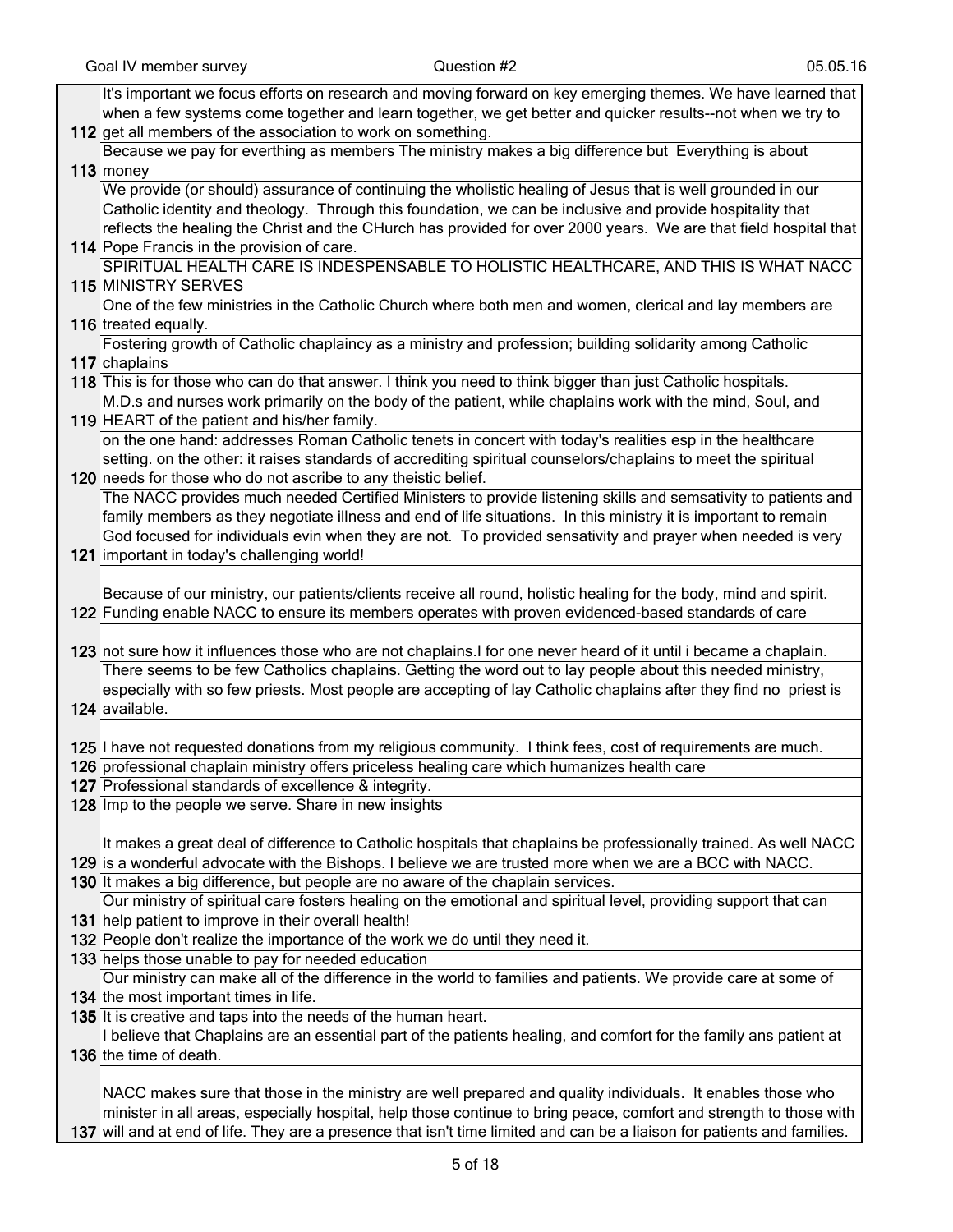| | |
|---|---|
| 112 | It's important we focus efforts on research and moving forward on key emerging themes. We have learned that when a few systems come together and learn together, we get better and quicker results--not when we try to get all members of the association to work on something. |
| 113 | Because we pay for everthing as members The ministry makes a big difference but Everything is about money |
| 114 | We provide (or should) assurance of continuing the wholistic healing of Jesus that is well grounded in our Catholic identity and theology. Through this foundation, we can be inclusive and provide hospitality that reflects the healing the Christ and the CHurch has provided for over 2000 years. We are that field hospital that Pope Francis in the provision of care. |
| 115 | SPIRITUAL HEALTH CARE IS INDESPENSABLE TO HOLISTIC HEALTHCARE, AND THIS IS WHAT NACC MINISTRY SERVES |
| 116 | One of the few ministries in the Catholic Church where both men and women, clerical and lay members are treated equally. |
| 117 | Fostering growth of Catholic chaplaincy as a ministry and profession; building solidarity among Catholic chaplains |
| 118 | This is for those who can do that answer. I think you need to think bigger than just Catholic hospitals. |
| 119 | M.D.s and nurses work primarily on the body of the patient, while chaplains work with the mind, Soul, and HEART of the patient and his/her family. |
| 120 | on the one hand: addresses Roman Catholic tenets in concert with today's realities esp in the healthcare setting. on the other: it raises standards of accrediting spiritual counselors/chaplains to meet the spiritual needs for those who do not ascribe to any theistic belief. |
| 121 | The NACC provides much needed Certified Ministers to provide listening skills and semsativity to patients and family members as they negotiate illness and end of life situations. In this ministry it is important to remain God focused for individuals evin when they are not. To provided sensativity and prayer when needed is very important in today's challenging world! |
| 122 | Because of our ministry, our patients/clients receive all round, holistic healing for the body, mind and spirit. Funding enable NACC to ensure its members operates with proven evidenced-based standards of care |
| 123 | not sure how it influences those who are not chaplains.I for one never heard of it until i became a chaplain. |
| 124 | There seems to be few Catholics chaplains. Getting the word out to lay people about this needed ministry, especially with so few priests. Most people are accepting of lay Catholic chaplains after they find no priest is available. |
| 125 | I have not requested donations from my religious community. I think fees, cost of requirements are much. |
| 126 | professional chaplain ministry offers priceless healing care which humanizes health care |
| 127 | Professional standards of excellence & integrity. |
| 128 | Imp to the people we serve. Share in new insights |
| 129 | It makes a great deal of difference to Catholic hospitals that chaplains be professionally trained. As well NACC is a wonderful advocate with the Bishops. I believe we are trusted more when we are a BCC with NACC. |
| 130 | It makes a big difference, but people are no aware of the chaplain services. |
| 131 | Our ministry of spiritual care fosters healing on the emotional and spiritual level, providing support that can help patient to improve in their overall health! |
| 132 | People don't realize the importance of the work we do until they need it. |
| 133 | helps those unable to pay for needed education |
| 134 | Our ministry can make all of the difference in the world to families and patients. We provide care at some of the most important times in life. |
| 135 | It is creative and taps into the needs of the human heart. |
| 136 | I believe that Chaplains are an essential part of the patients healing, and comfort for the family ans patient at the time of death. |
| 137 | NACC makes sure that those in the ministry are well prepared and quality individuals. It enables those who minister in all areas, especially hospital, help those continue to bring peace, comfort and strength to those with will and at end of life. They are a presence that isn't time limited and can be a liaison for patients and families. |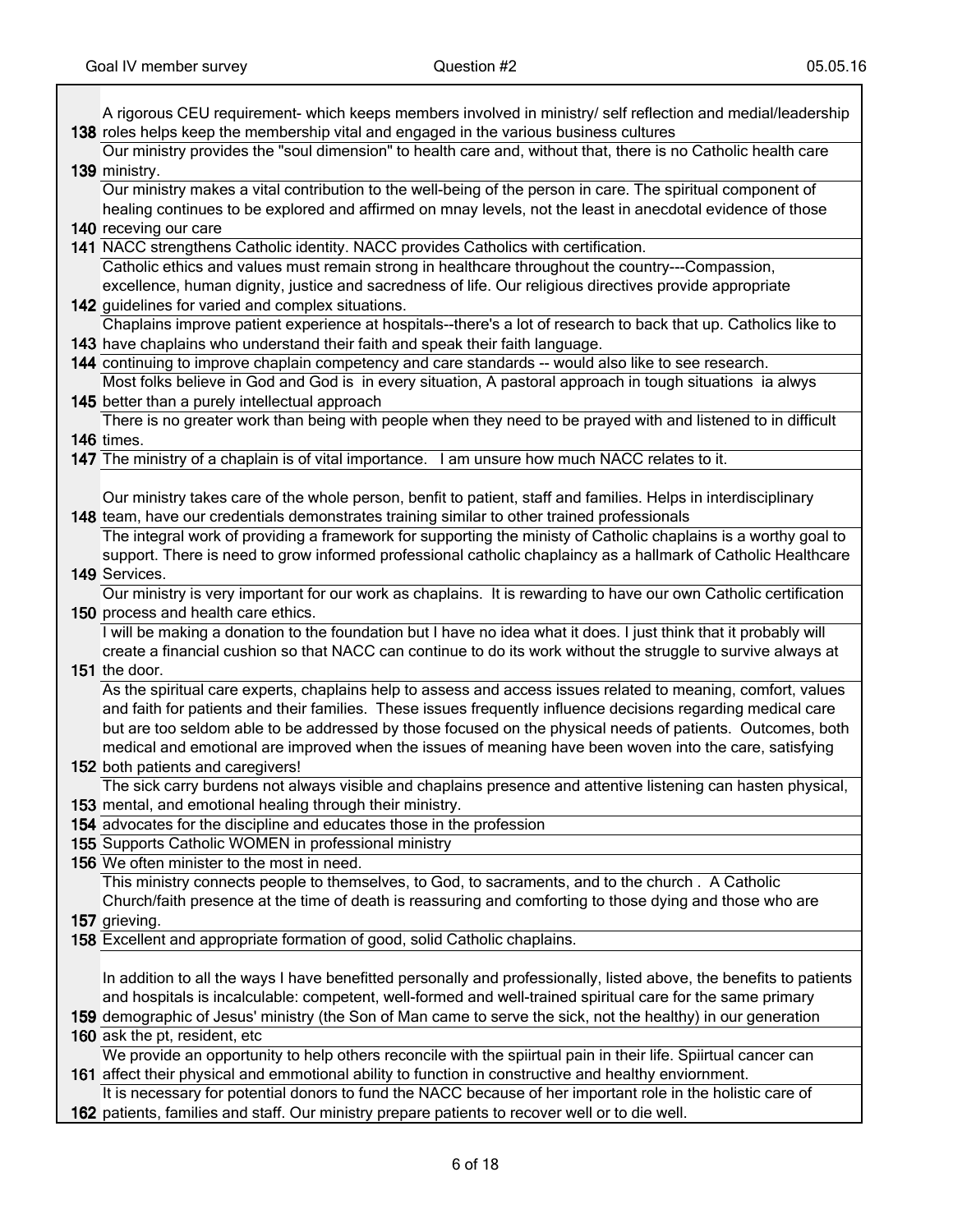| | |
|---|---|
| 138 | A rigorous CEU requirement- which keeps members involved in ministry/ self reflection and medial/leadership roles helps keep the membership vital and engaged in the various business cultures |
| 139 | Our ministry provides the "soul dimension" to health care and, without that, there is no Catholic health care ministry. |
| 140 | Our ministry makes a vital contribution to the well-being of the person in care. The spiritual component of healing continues to be explored and affirmed on mnay levels, not the least in anecdotal evidence of those receving our care |
| 141 | NACC strengthens Catholic identity. NACC provides Catholics with certification. |
| 142 | Catholic ethics and values must remain strong in healthcare throughout the country---Compassion, excellence, human dignity, justice and sacredness of life. Our religious directives provide appropriate guidelines for varied and complex situations. |
| 143 | Chaplains improve patient experience at hospitals--there's a lot of research to back that up. Catholics like to have chaplains who understand their faith and speak their faith language. |
| 144 | continuing to improve chaplain competency and care standards -- would also like to see research. |
| 145 | Most folks believe in God and God is in every situation, A pastoral approach in tough situations ia alwys better than a purely intellectual approach |
| 146 | There is no greater work than being with people when they need to be prayed with and listened to in difficult times. |
| 147 | The ministry of a chaplain is of vital importance. I am unsure how much NACC relates to it. |
| 148 | Our ministry takes care of the whole person, benfit to patient, staff and families. Helps in interdisciplinary team, have our credentials demonstrates training similar to other trained professionals |
| 149 | The integral work of providing a framework for supporting the ministy of Catholic chaplains is a worthy goal to support. There is need to grow informed professional catholic chaplaincy as a hallmark of Catholic Healthcare Services. |
| 150 | Our ministry is very important for our work as chaplains. It is rewarding to have our own Catholic certification process and health care ethics. |
| 151 | I will be making a donation to the foundation but I have no idea what it does. I just think that it probably will create a financial cushion so that NACC can continue to do its work without the struggle to survive always at the door. |
| 152 | As the spiritual care experts, chaplains help to assess and access issues related to meaning, comfort, values and faith for patients and their families. These issues frequently influence decisions regarding medical care but are too seldom able to be addressed by those focused on the physical needs of patients. Outcomes, both medical and emotional are improved when the issues of meaning have been woven into the care, satisfying both patients and caregivers! |
| 153 | The sick carry burdens not always visible and chaplains presence and attentive listening can hasten physical, mental, and emotional healing through their ministry. |
| 154 | advocates for the discipline and educates those in the profession |
| 155 | Supports Catholic WOMEN in professional ministry |
| 156 | We often minister to the most in need. |
| 157 | This ministry connects people to themselves, to God, to sacraments, and to the church . A Catholic Church/faith presence at the time of death is reassuring and comforting to those dying and those who are grieving. |
| 158 | Excellent and appropriate formation of good, solid Catholic chaplains. |
| 159 | In addition to all the ways I have benefitted personally and professionally, listed above, the benefits to patients and hospitals is incalculable: competent, well-formed and well-trained spiritual care for the same primary demographic of Jesus' ministry (the Son of Man came to serve the sick, not the healthy) in our generation |
| 160 | ask the pt, resident, etc |
| 161 | We provide an opportunity to help others reconcile with the spiirtual pain in their life. Spiirtual cancer can affect their physical and emmotional ability to function in constructive and healthy enviornment. |
| 162 | It is necessary for potential donors to fund the NACC because of her important role in the holistic care of patients, families and staff. Our ministry prepare patients to recover well or to die well. |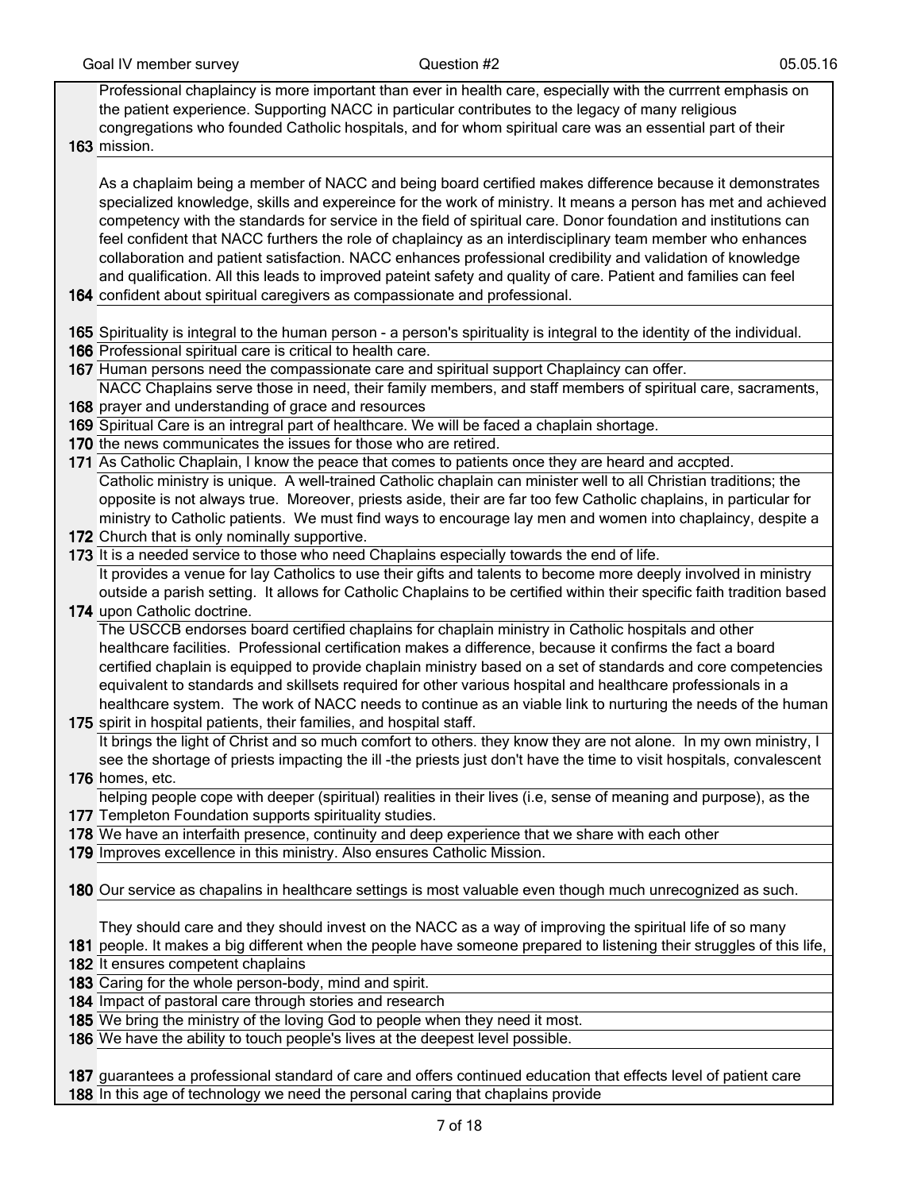| | |
|---|---|
| 163 | Professional chaplaincy is more important than ever in health care, especially with the currrent emphasis on the patient experience. Supporting NACC in particular contributes to the legacy of many religious congregations who founded Catholic hospitals, and for whom spiritual care was an essential part of their mission. |
| 164 | As a chaplaim being a member of NACC and being board certified makes difference because it demonstrates specialized knowledge, skills and expereince for the work of ministry. It means a person has met and achieved competency with the standards for service in the field of spiritual care. Donor foundation and institutions can feel confident that NACC furthers the role of chaplaincy as an interdisciplinary team member who enhances collaboration and patient satisfaction. NACC enhances professional credibility and validation of knowledge and qualification. All this leads to improved pateint safety and quality of care. Patient and families can feel confident about spiritual caregivers as compassionate and professional. |
| 165 | Spirituality is integral to the human person - a person's spirituality is integral to the identity of the individual. |
| 166 | Professional spiritual care is critical to health care. |
| 167 | Human persons need the compassionate care and spiritual support Chaplaincy can offer. |
| 168 | NACC Chaplains serve those in need, their family members, and staff members of spiritual care, sacraments, prayer and understanding of grace and resources |
| 169 | Spiritual Care is an intregral part of healthcare. We will be faced a chaplain shortage. |
| 170 | the news communicates the issues for those who are retired. |
| 171 | As Catholic Chaplain, I know the peace that comes to patients once they are heard and accpted. |
| 172 | Catholic ministry is unique. A well-trained Catholic chaplain can minister well to all Christian traditions; the opposite is not always true. Moreover, priests aside, their are far too few Catholic chaplains, in particular for ministry to Catholic patients. We must find ways to encourage lay men and women into chaplaincy, despite a Church that is only nominally supportive. |
| 173 | It is a needed service to those who need Chaplains especially towards the end of life. |
| 174 | It provides a venue for lay Catholics to use their gifts and talents to become more deeply involved in ministry outside a parish setting. It allows for Catholic Chaplains to be certified within their specific faith tradition based upon Catholic doctrine. |
| 175 | The USCCB endorses board certified chaplains for chaplain ministry in Catholic hospitals and other healthcare facilities. Professional certification makes a difference, because it confirms the fact a board certified chaplain is equipped to provide chaplain ministry based on a set of standards and core competencies equivalent to standards and skillsets required for other various hospital and healthcare professionals in a healthcare system. The work of NACC needs to continue as an viable link to nurturing the needs of the human spirit in hospital patients, their families, and hospital staff. |
| 176 | It brings the light of Christ and so much comfort to others. they know they are not alone. In my own ministry, I see the shortage of priests impacting the ill -the priests just don't have the time to visit hospitals, convalescent homes, etc. |
| 177 | helping people cope with deeper (spiritual) realities in their lives (i.e, sense of meaning and purpose), as the Templeton Foundation supports spirituality studies. |
| 178 | We have an interfaith presence, continuity and deep experience that we share with each other |
| 179 | Improves excellence in this ministry. Also ensures Catholic Mission. |
| 180 | Our service as chapalins in healthcare settings is most valuable even though much unrecognized as such. |
| 181 | They should care and they should invest on the NACC as a way of improving the spiritual life of so many people. It makes a big different when the people have someone prepared to listening their struggles of this life, |
| 182 | It ensures competent chaplains |
| 183 | Caring for the whole person-body, mind and spirit. |
| 184 | Impact of pastoral care through stories and research |
| 185 | We bring the ministry of the loving God to people when they need it most. |
| 186 | We have the ability to touch people's lives at the deepest level possible. |
| 187 | guarantees a professional standard of care and offers continued education that effects level of patient care |
| 188 | In this age of technology we need the personal caring that chaplains provide |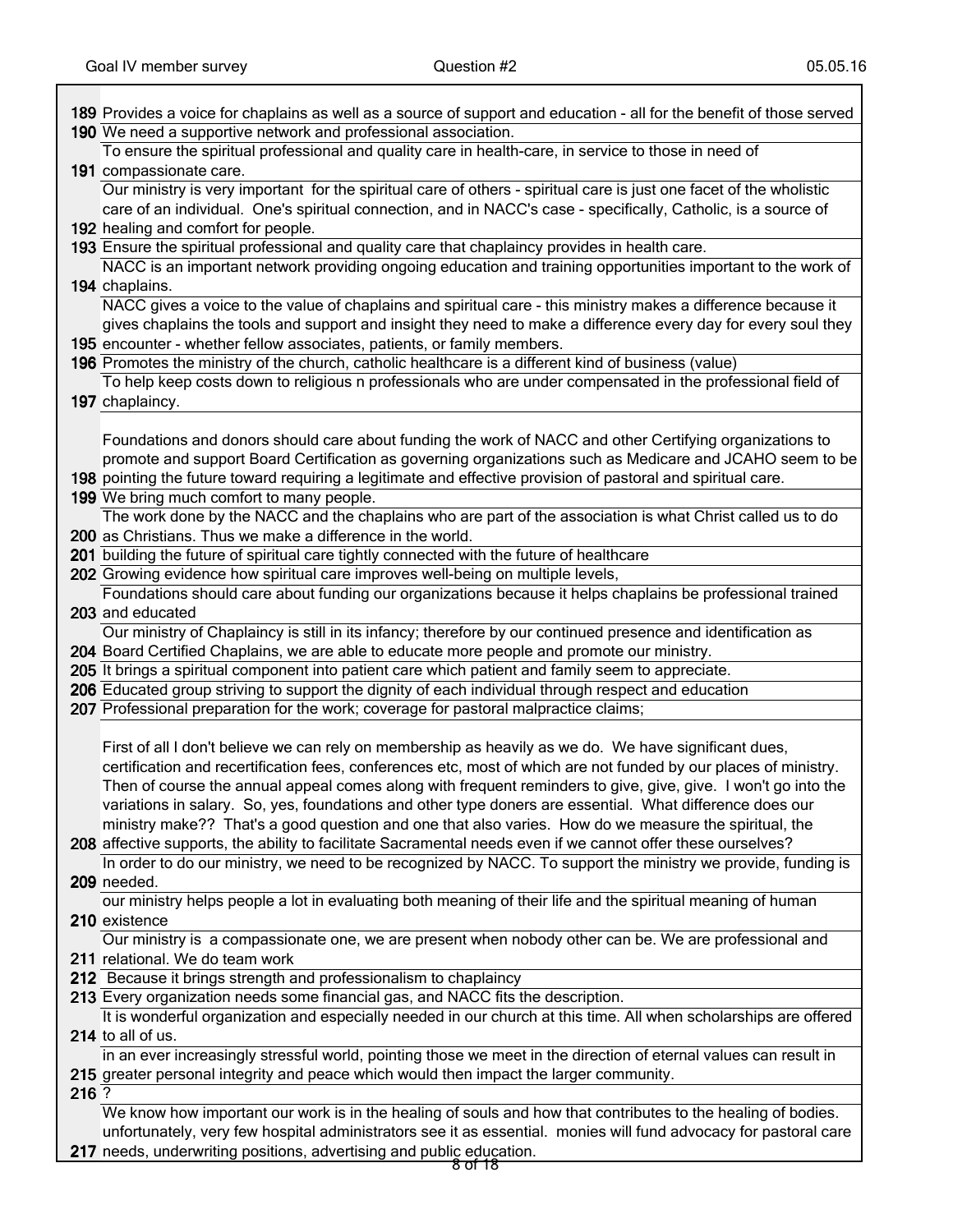| | |
|---|---|
| 189 | Provides a voice for chaplains as well as a source of support and education - all for the benefit of those served |
| 190 | We need a supportive network and professional association. |
| 191 | To ensure the spiritual professional and quality care in health-care, in service to those in need of compassionate care. |
| 192 | Our ministry is very important for the spiritual care of others - spiritual care is just one facet of the wholistic care of an individual. One's spiritual connection, and in NACC's case - specifically, Catholic, is a source of healing and comfort for people. |
| 193 | Ensure the spiritual professional and quality care that chaplaincy provides in health care. |
| 194 | NACC is an important network providing ongoing education and training opportunities important to the work of chaplains. |
| 195 | NACC gives a voice to the value of chaplains and spiritual care - this ministry makes a difference because it gives chaplains the tools and support and insight they need to make a difference every day for every soul they encounter - whether fellow associates, patients, or family members. |
| 196 | Promotes the ministry of the church, catholic healthcare is a different kind of business (value) |
| 197 | To help keep costs down to religious n professionals who are under compensated in the professional field of chaplaincy. |
| 198 | Foundations and donors should care about funding the work of NACC and other Certifying organizations to promote and support Board Certification as governing organizations such as Medicare and JCAHO seem to be pointing the future toward requiring a legitimate and effective provision of pastoral and spiritual care. |
| 199 | We bring much comfort to many people. |
| 200 | The work done by the NACC and the chaplains who are part of the association is what Christ called us to do as Christians. Thus we make a difference in the world. |
| 201 | building the future of spiritual care tightly connected with the future of healthcare |
| 202 | Growing evidence how spiritual care improves well-being on multiple levels, |
| 203 | Foundations should care about funding our organizations because it helps chaplains be professional trained and educated |
| 204 | Our ministry of Chaplaincy is still in its infancy; therefore by our continued presence and identification as Board Certified Chaplains, we are able to educate more people and promote our ministry. |
| 205 | It brings a spiritual component into patient care which patient and family seem to appreciate. |
| 206 | Educated group striving to support the dignity of each individual through respect and education |
| 207 | Professional preparation for the work; coverage for pastoral malpractice claims; |
| 208 | First of all I don't believe we can rely on membership as heavily as we do. We have significant dues, certification and recertification fees, conferences etc, most of which are not funded by our places of ministry. Then of course the annual appeal comes along with frequent reminders to give, give, give. I won't go into the variations in salary. So, yes, foundations and other type doners are essential. What difference does our ministry make?? That's a good question and one that also varies. How do we measure the spiritual, the affective supports, the ability to facilitate Sacramental needs even if we cannot offer these ourselves? |
| 209 | In order to do our ministry, we need to be recognized by NACC. To support the ministry we provide, funding is needed. |
| 210 | our ministry helps people a lot in evaluating both meaning of their life and the spiritual meaning of human existence |
| 211 | Our ministry is a compassionate one, we are present when nobody other can be. We are professional and relational. We do team work |
| 212 | Because it brings strength and professionalism to chaplaincy |
| 213 | Every organization needs some financial gas, and NACC fits the description. |
| 214 | It is wonderful organization and especially needed in our church at this time. All when scholarships are offered to all of us. |
| 215 | in an ever increasingly stressful world, pointing those we meet in the direction of eternal values can result in greater personal integrity and peace which would then impact the larger community. |
| 216 | ? |
| 217 | We know how important our work is in the healing of souls and how that contributes to the healing of bodies. unfortunately, very few hospital administrators see it as essential. monies will fund advocacy for pastoral care needs, underwriting positions, advertising and public education. |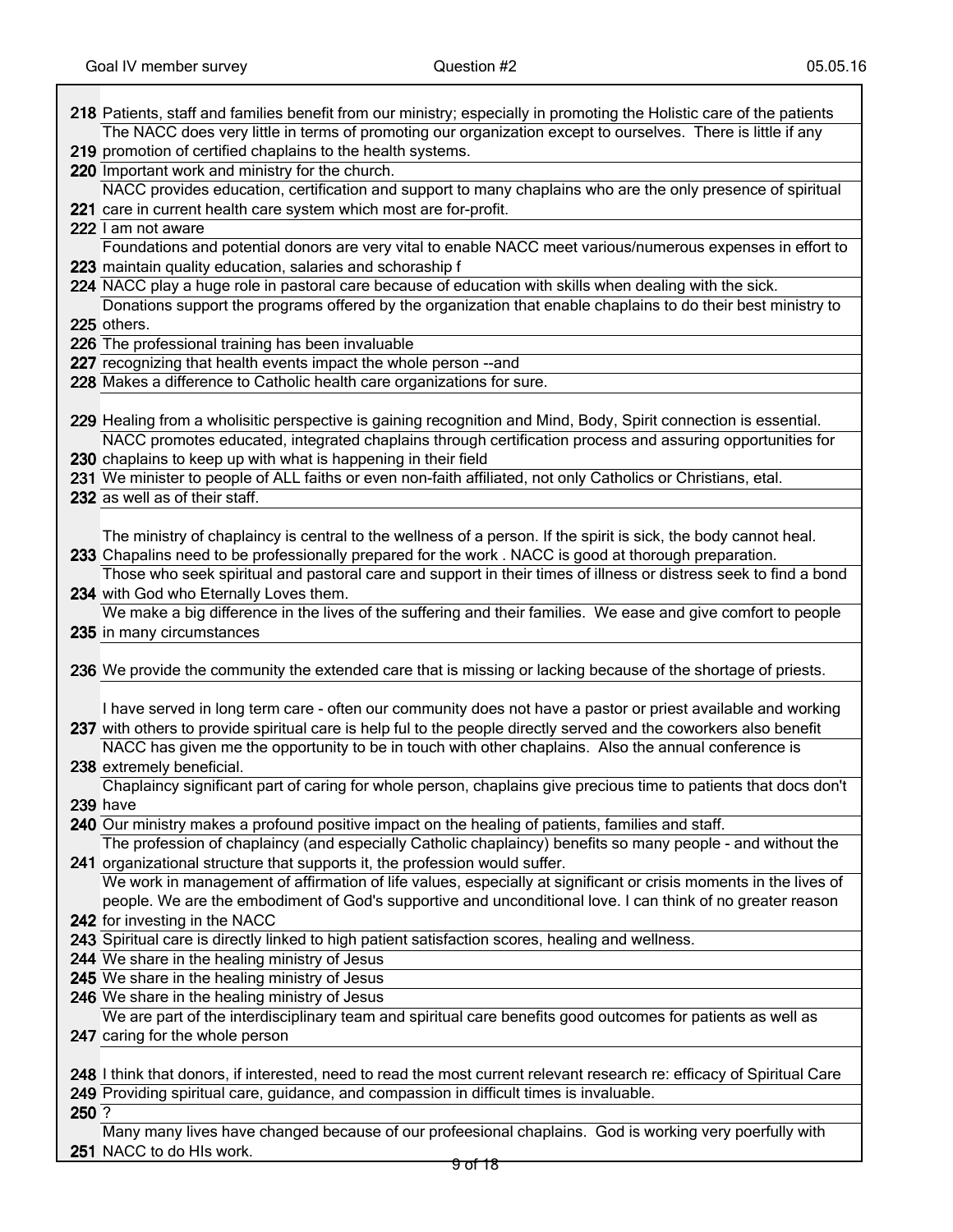| # | Response |
|---|---|
| 218 | Patients, staff and families benefit from our ministry; especially in promoting the Holistic care of the patients |
| 219 | The NACC does very little in terms of promoting our organization except to ourselves. There is little if any promotion of certified chaplains to the health systems. |
| 220 | Important work and ministry for the church. |
| 221 | NACC provides education, certification and support to many chaplains who are the only presence of spiritual care in current health care system which most are for-profit. |
| 222 | I am not aware |
| 223 | Foundations and potential donors are very vital to enable NACC meet various/numerous expenses in effort to maintain quality education, salaries and schoraship f |
| 224 | NACC play a huge role in pastoral care because of education with skills when dealing with the sick. |
| 225 | Donations support the programs offered by the organization that enable chaplains to do their best ministry to others. |
| 226 | The professional training has been invaluable |
| 227 | recognizing that health events impact the whole person --and |
| 228 | Makes a difference to Catholic health care organizations for sure. |
| 229 | Healing from a wholisitic perspective is gaining recognition and Mind, Body, Spirit connection is essential. |
| 230 | NACC promotes educated, integrated chaplains through certification process and assuring opportunities for chaplains to keep up with what is happening in their field |
| 231 | We minister to people of ALL faiths or even non-faith affiliated, not only Catholics or Christians, etal. |
| 232 | as well as of their staff. |
| 233 | The ministry of chaplaincy is central to the wellness of a person. If the spirit is sick, the body cannot heal. Chapalins need to be professionally prepared for the work . NACC is good at thorough preparation. |
| 234 | Those who seek spiritual and pastoral care and support in their times of illness or distress seek to find a bond with God who Eternally Loves them. |
| 235 | We make a big difference in the lives of the suffering and their families. We ease and give comfort to people in many circumstances |
| 236 | We provide the community the extended care that is missing or lacking because of the shortage of priests. |
| 237 | I have served in long term care - often our community does not have a pastor or priest available and working with others to provide spiritual care is help ful to the people directly served and the coworkers also benefit |
| 238 | NACC has given me the opportunity to be in touch with other chaplains. Also the annual conference is extremely beneficial. |
| 239 | Chaplaincy significant part of caring for whole person, chaplains give precious time to patients that docs don't have |
| 240 | Our ministry makes a profound positive impact on the healing of patients, families and staff. |
| 241 | The profession of chaplaincy (and especially Catholic chaplaincy) benefits so many people - and without the organizational structure that supports it, the profession would suffer. |
| 242 | We work in management of affirmation of life values, especially at significant or crisis moments in the lives of people. We are the embodiment of God's supportive and unconditional love. I can think of no greater reason for investing in the NACC |
| 243 | Spiritual care is directly linked to high patient satisfaction scores, healing and wellness. |
| 244 | We share in the healing ministry of Jesus |
| 245 | We share in the healing ministry of Jesus |
| 246 | We share in the healing ministry of Jesus |
| 247 | We are part of the interdisciplinary team and spiritual care benefits good outcomes for patients as well as caring for the whole person |
| 248 | I think that donors, if interested, need to read the most current relevant research re: efficacy of Spiritual Care |
| 249 | Providing spiritual care, guidance, and compassion in difficult times is invaluable. |
| 250 | ? |
| 251 | Many many lives have changed because of our profeesional chaplains. God is working very poerfully with NACC to do HIs work. |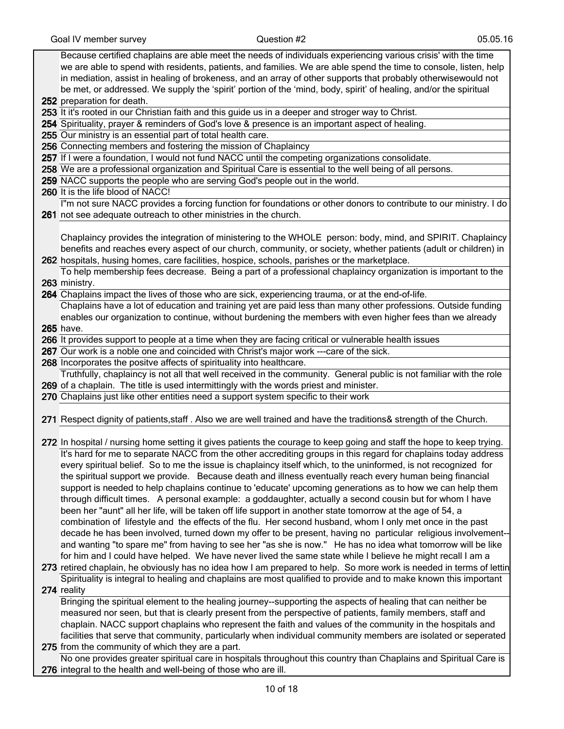| | |
|---|---|
| 252 | Because certified chaplains are able meet the needs of individuals experiencing various crisis' with the time we are able to spend with residents, patients, and families. We are able spend the time to console, listen, help in mediation, assist in healing of brokeness, and an array of other supports that probably otherwisewould not be met, or addressed. We supply the 'spirit' portion of the 'mind, body, spirit' of healing, and/or the spiritual preparation for death. |
| 253 | It it's rooted in our Christian faith and this guide us in a deeper and stroger way to Christ. |
| 254 | Spirituality, prayer & reminders of God's love & presence is an important aspect of healing. |
| 255 | Our ministry is an essential part of total health care. |
| 256 | Connecting members and fostering the mission of Chaplaincy |
| 257 | If I were a foundation, I would not fund NACC until the competing organizations consolidate. |
| 258 | We are a professional organization and Spiritual Care is essential to the well being of all persons. |
| 259 | NACC supports the people who are serving God's people out in the world. |
| 260 | It is the life blood of NACC! |
| 261 | I"m not sure NACC provides a forcing function for foundations or other donors to contribute to our ministry. I do not see adequate outreach to other ministries in the church. |
| 262 | Chaplaincy provides the integration of ministering to the WHOLE person: body, mind, and SPIRIT. Chaplaincy benefits and reaches every aspect of our church, community, or society, whether patients (adult or children) in hospitals, husing homes, care facilities, hospice, schools, parishes or the marketplace. |
| 263 | To help membership fees decrease. Being a part of a professional chaplaincy organization is important to the ministry. |
| 264 | Chaplains impact the lives of those who are sick, experiencing trauma, or at the end-of-life. |
| 265 | Chaplains have a lot of education and training yet are paid less than many other professions. Outside funding enables our organization to continue, without burdening the members with even higher fees than we already have. |
| 266 | It provides support to people at a time when they are facing critical or vulnerable health issues |
| 267 | Our work is a noble one and coincided with Christ's major work ---care of the sick. |
| 268 | Incorporates the positve affects of spirituality into healthcare. |
| 269 | Truthfully, chaplaincy is not all that well received in the community. General public is not familiar with the role of a chaplain. The title is used intermittingly with the words priest and minister. |
| 270 | Chaplains just like other entities need a support system specific to their work |
| 271 | Respect dignity of patients,staff . Also we are well trained and have the traditions& strength of the Church. |
| 272 | In hospital / nursing home setting it gives patients the courage to keep going and staff the hope to keep trying. |
| 273 | It's hard for me to separate NACC from the other accrediting groups in this regard for chaplains today address every spiritual belief. So to me the issue is chaplaincy itself which, to the uninformed, is not recognized for the spiritual support we provide. Because death and illness eventually reach every human being financial support is needed to help chaplains continue to 'educate' upcoming generations as to how we can help them through difficult times. A personal example: a goddaughter, actually a second cousin but for whom I have been her "aunt" all her life, will be taken off life support in another state tomorrow at the age of 54, a combination of lifestyle and the effects of the flu. Her second husband, whom I only met once in the past decade he has been involved, turned down my offer to be present, having no particular religious involvement-- and wanting "to spare me" from having to see her "as she is now." He has no idea what tomorrow will be like for him and I could have helped. We have never lived the same state while I believe he might recall I am a retired chaplain, he obviously has no idea how I am prepared to help. So more work is needed in terms of lettin |
| 274 | Spirituality is integral to healing and chaplains are most qualified to provide and to make known this important reality |
| 275 | Bringing the spiritual element to the healing journey--supporting the aspects of healing that can neither be measured nor seen, but that is clearly present from the perspective of patients, family members, staff and chaplain. NACC support chaplains who represent the faith and values of the community in the hospitals and facilities that serve that community, particularly when individual community members are isolated or seperated from the community of which they are a part. |
| 276 | No one provides greater spiritual care in hospitals throughout this country than Chaplains and Spiritual Care is integral to the health and well-being of those who are ill. |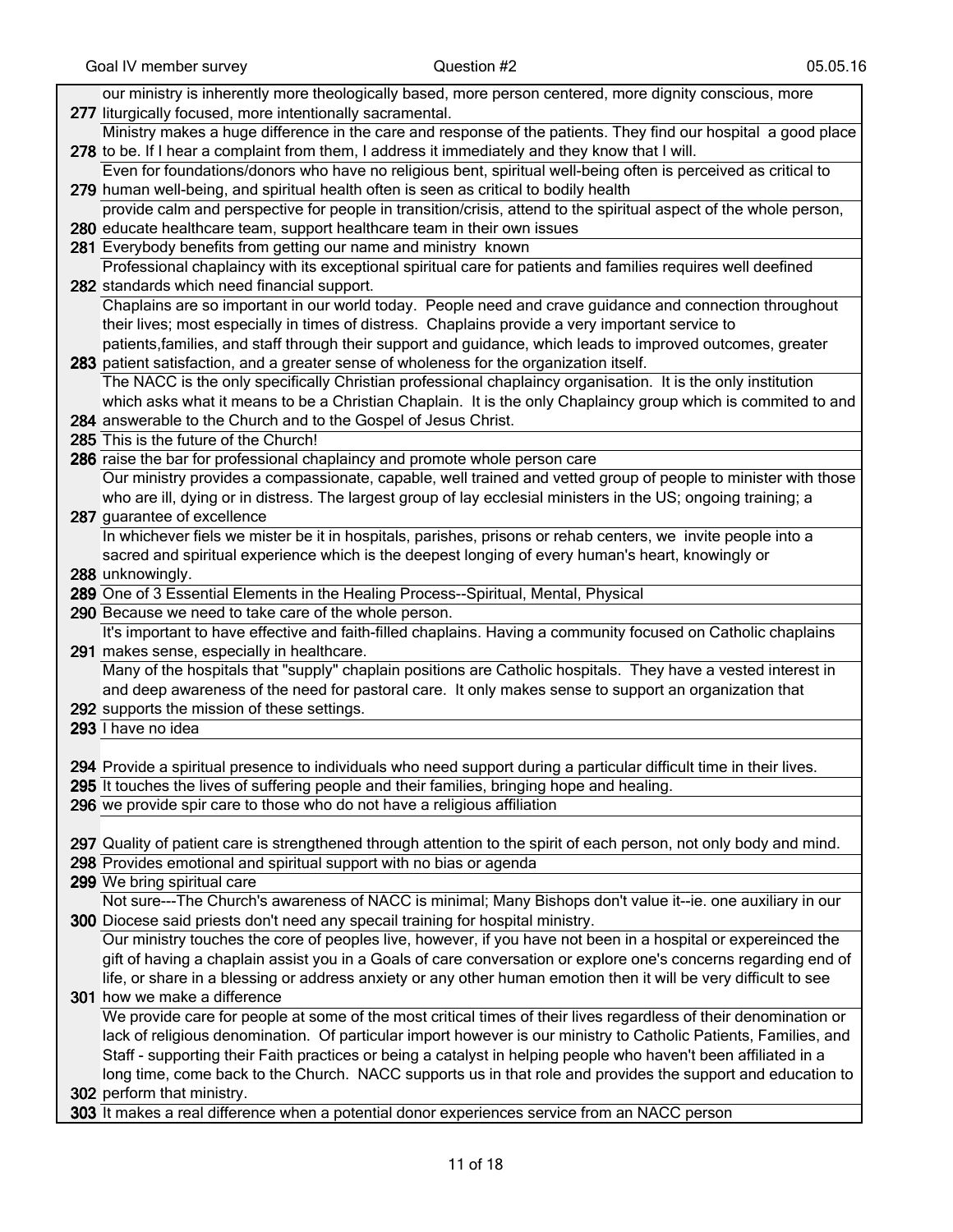| # | Response |
|---|---|
| 277 | our ministry is inherently more theologically based, more person centered, more dignity conscious, more liturgically focused, more intentionally sacramental. |
| 278 | Ministry makes a huge difference in the care and response of the patients. They find our hospital a good place to be. If I hear a complaint from them, I address it immediately and they know that I will. |
| 279 | Even for foundations/donors who have no religious bent, spiritual well-being often is perceived as critical to human well-being, and spiritual health often is seen as critical to bodily health |
| 280 | provide calm and perspective for people in transition/crisis, attend to the spiritual aspect of the whole person, educate healthcare team, support healthcare team in their own issues |
| 281 | Everybody benefits from getting our name and ministry known |
| 282 | Professional chaplaincy with its exceptional spiritual care for patients and families requires well deefined standards which need financial support. |
| 283 | Chaplains are so important in our world today. People need and crave guidance and connection throughout their lives; most especially in times of distress. Chaplains provide a very important service to patients,families, and staff through their support and guidance, which leads to improved outcomes, greater patient satisfaction, and a greater sense of wholeness for the organization itself. |
| 284 | The NACC is the only specifically Christian professional chaplaincy organisation. It is the only institution which asks what it means to be a Christian Chaplain. It is the only Chaplaincy group which is commited to and answerable to the Church and to the Gospel of Jesus Christ. |
| 285 | This is the future of the Church! |
| 286 | raise the bar for professional chaplaincy and promote whole person care |
| 287 | Our ministry provides a compassionate, capable, well trained and vetted group of people to minister with those who are ill, dying or in distress. The largest group of lay ecclesial ministers in the US; ongoing training; a guarantee of excellence |
| 288 | In whichever fiels we mister be it in hospitals, parishes, prisons or rehab centers, we invite people into a sacred and spiritual experience which is the deepest longing of every human's heart, knowingly or unknowingly. |
| 289 | One of 3 Essential Elements in the Healing Process--Spiritual, Mental, Physical |
| 290 | Because we need to take care of the whole person. |
| 291 | It's important to have effective and faith-filled chaplains. Having a community focused on Catholic chaplains makes sense, especially in healthcare. |
| 292 | Many of the hospitals that "supply" chaplain positions are Catholic hospitals. They have a vested interest in and deep awareness of the need for pastoral care. It only makes sense to support an organization that supports the mission of these settings. |
| 293 | I have no idea |
| 294 | Provide a spiritual presence to individuals who need support during a particular difficult time in their lives. |
| 295 | It touches the lives of suffering people and their families, bringing hope and healing. |
| 296 | we provide spir care to those who do not have a religious affiliation |
| 297 | Quality of patient care is strengthened through attention to the spirit of each person, not only body and mind. |
| 298 | Provides emotional and spiritual support with no bias or agenda |
| 299 | We bring spiritual care |
| 300 | Not sure---The Church's awareness of NACC is minimal; Many Bishops don't value it--ie. one auxiliary in our Diocese said priests don't need any specail training for hospital ministry. |
| 301 | Our ministry touches the core of peoples live, however, if you have not been in a hospital or expereinced the gift of having a chaplain assist you in a Goals of care conversation or explore one's concerns regarding end of life, or share in a blessing or address anxiety or any other human emotion then it will be very difficult to see how we make a difference |
| 302 | We provide care for people at some of the most critical times of their lives regardless of their denomination or lack of religious denomination. Of particular import however is our ministry to Catholic Patients, Families, and Staff - supporting their Faith practices or being a catalyst in helping people who haven't been affiliated in a long time, come back to the Church. NACC supports us in that role and provides the support and education to perform that ministry. |
| 303 | It makes a real difference when a potential donor experiences service from an NACC person |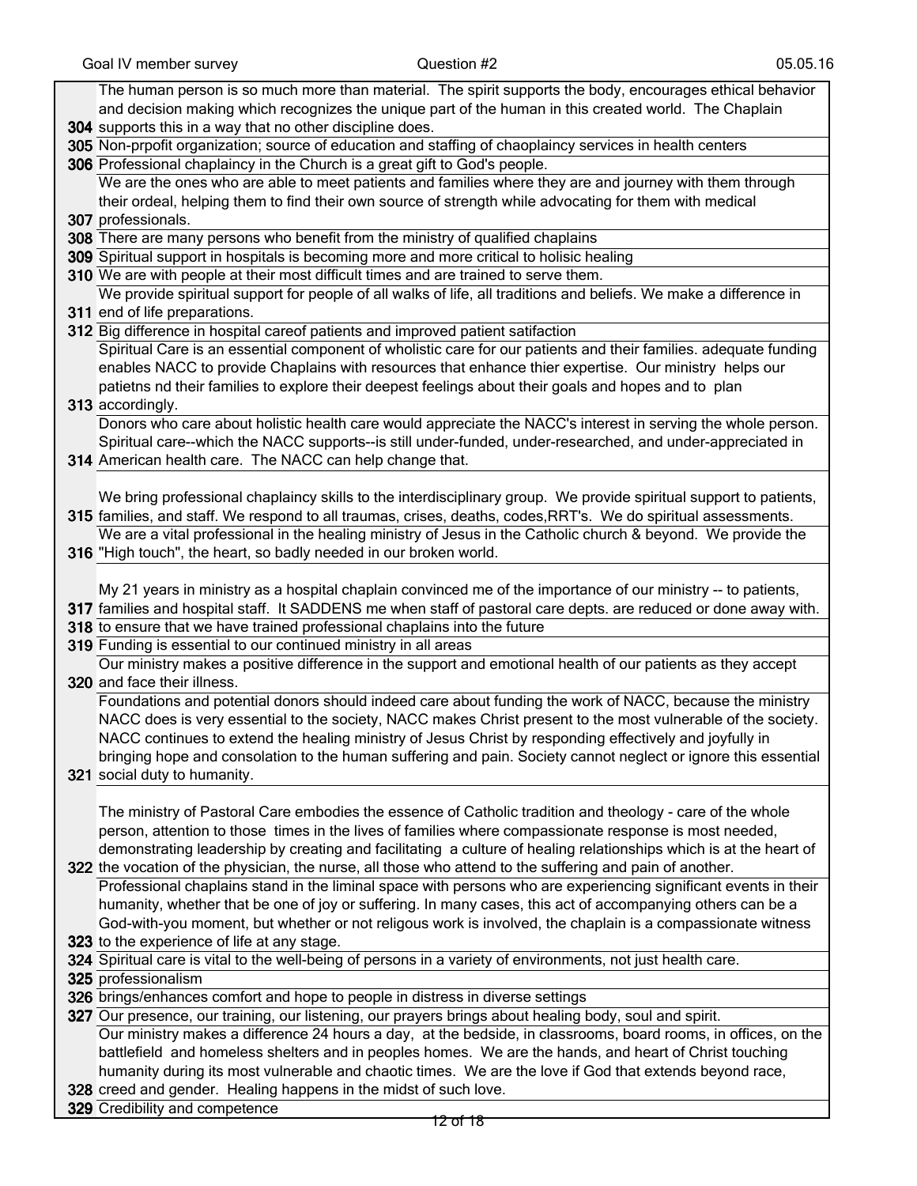| | |
|---|---|
| 304 | The human person is so much more than material. The spirit supports the body, encourages ethical behavior and decision making which recognizes the unique part of the human in this created world. The Chaplain supports this in a way that no other discipline does. |
| 305 | Non-prpofit organization; source of education and staffing of chaoplaincy services in health centers |
| 306 | Professional chaplaincy in the Church is a great gift to God's people. |
| 307 | We are the ones who are able to meet patients and families where they are and journey with them through their ordeal, helping them to find their own source of strength while advocating for them with medical professionals. |
| 308 | There are many persons who benefit from the ministry of qualified chaplains |
| 309 | Spiritual support in hospitals is becoming more and more critical to holisic healing |
| 310 | We are with people at their most difficult times and are trained to serve them. |
| 311 | We provide spiritual support for people of all walks of life, all traditions and beliefs. We make a difference in end of life preparations. |
| 312 | Big difference in hospital careof patients and improved patient satifaction |
| 313 | Spiritual Care is an essential component of wholistic care for our patients and their families. adequate funding enables NACC to provide Chaplains with resources that enhance thier expertise. Our ministry helps our patietns nd their families to explore their deepest feelings about their goals and hopes and to plan accordingly. |
| 314 | Donors who care about holistic health care would appreciate the NACC's interest in serving the whole person. Spiritual care--which the NACC supports--is still under-funded, under-researched, and under-appreciated in American health care. The NACC can help change that. |
| 315 | We bring professional chaplaincy skills to the interdisciplinary group. We provide spiritual support to patients, families, and staff. We respond to all traumas, crises, deaths, codes,RRT's. We do spiritual assessments. |
| 316 | We are a vital professional in the healing ministry of Jesus in the Catholic church & beyond. We provide the "High touch", the heart, so badly needed in our broken world. |
| 317 | My 21 years in ministry as a hospital chaplain convinced me of the importance of our ministry -- to patients, families and hospital staff. It SADDENS me when staff of pastoral care depts. are reduced or done away with. |
| 318 | to ensure that we have trained professional chaplains into the future |
| 319 | Funding is essential to our continued ministry in all areas |
| 320 | Our ministry makes a positive difference in the support and emotional health of our patients as they accept and face their illness. |
| 321 | Foundations and potential donors should indeed care about funding the work of NACC, because the ministry NACC does is very essential to the society, NACC makes Christ present to the most vulnerable of the society. NACC continues to extend the healing ministry of Jesus Christ by responding effectively and joyfully in bringing hope and consolation to the human suffering and pain. Society cannot neglect or ignore this essential social duty to humanity. |
| 322 | The ministry of Pastoral Care embodies the essence of Catholic tradition and theology - care of the whole person, attention to those times in the lives of families where compassionate response is most needed, demonstrating leadership by creating and facilitating a culture of healing relationships which is at the heart of the vocation of the physician, the nurse, all those who attend to the suffering and pain of another. |
| 323 | Professional chaplains stand in the liminal space with persons who are experiencing significant events in their humanity, whether that be one of joy or suffering. In many cases, this act of accompanying others can be a God-with-you moment, but whether or not religous work is involved, the chaplain is a compassionate witness to the experience of life at any stage. |
| 324 | Spiritual care is vital to the well-being of persons in a variety of environments, not just health care. |
| 325 | professionalism |
| 326 | brings/enhances comfort and hope to people in distress in diverse settings |
| 327 | Our presence, our training, our listening, our prayers brings about healing body, soul and spirit. |
| 328 | Our ministry makes a difference 24 hours a day, at the bedside, in classrooms, board rooms, in offices, on the battlefield and homeless shelters and in peoples homes. We are the hands, and heart of Christ touching humanity during its most vulnerable and chaotic times. We are the love if God that extends beyond race, creed and gender. Healing happens in the midst of such love. |
| 329 | Credibility and competence |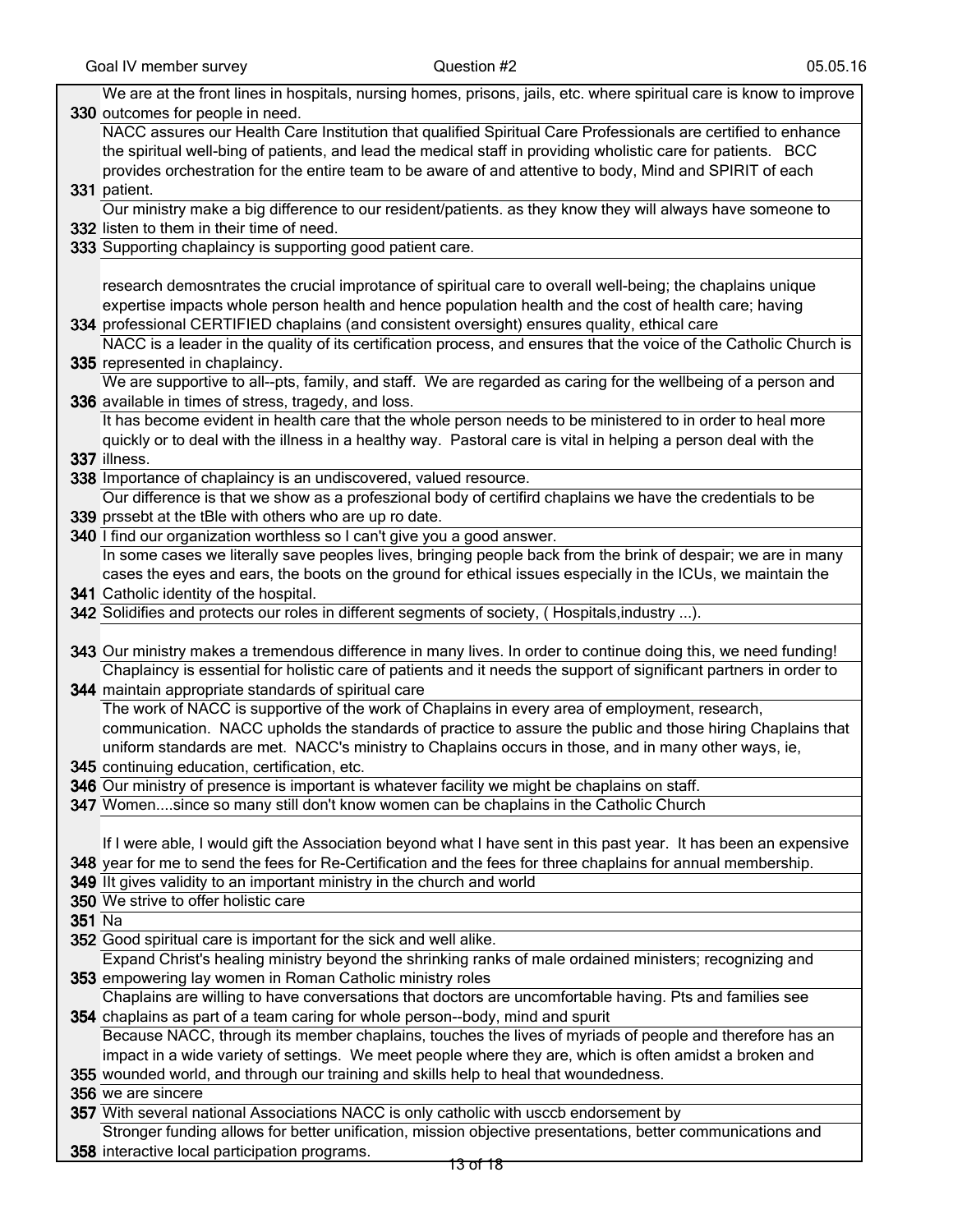| | |
|---|---|
| 330 | We are at the front lines in hospitals, nursing homes, prisons, jails, etc. where spiritual care is know to improve outcomes for people in need. |
| 331 | NACC assures our Health Care Institution that qualified Spiritual Care Professionals are certified to enhance the spiritual well-bing of patients, and lead the medical staff in providing wholistic care for patients. BCC provides orchestration for the entire team to be aware of and attentive to body, Mind and SPIRIT of each patient. |
| 332 | Our ministry make a big difference to our resident/patients. as they know they will always have someone to listen to them in their time of need. |
| 333 | Supporting chaplaincy is supporting good patient care. |
| 334 | research demosntrates the crucial improtance of spiritual care to overall well-being; the chaplains unique expertise impacts whole person health and hence population health and the cost of health care; having professional CERTIFIED chaplains (and consistent oversight) ensures quality, ethical care |
| 335 | NACC is a leader in the quality of its certification process, and ensures that the voice of the Catholic Church is represented in chaplaincy. |
| 336 | We are supportive to all--pts, family, and staff. We are regarded as caring for the wellbeing of a person and available in times of stress, tragedy, and loss. |
| 337 | It has become evident in health care that the whole person needs to be ministered to in order to heal more quickly or to deal with the illness in a healthy way. Pastoral care is vital in helping a person deal with the illness. |
| 338 | Importance of chaplaincy is an undiscovered, valued resource. |
| 339 | Our difference is that we show as a profeszional body of certifird chaplains we have the credentials to be prssebt at the tBle with others who are up ro date. |
| 340 | I find our organization worthless so I can't give you a good answer. |
| 341 | In some cases we literally save peoples lives, bringing people back from the brink of despair; we are in many cases the eyes and ears, the boots on the ground for ethical issues especially in the ICUs, we maintain the Catholic identity of the hospital. |
| 342 | Solidifies and protects our roles in different segments of society, ( Hospitals,industry ...). |
| 343 | Our ministry makes a tremendous difference in many lives. In order to continue doing this, we need funding! |
| 344 | Chaplaincy is essential for holistic care of patients and it needs the support of significant partners in order to maintain appropriate standards of spiritual care |
| 345 | The work of NACC is supportive of the work of Chaplains in every area of employment, research, communication. NACC upholds the standards of practice to assure the public and those hiring Chaplains that uniform standards are met. NACC's ministry to Chaplains occurs in those, and in many other ways, ie, continuing education, certification, etc. |
| 346 | Our ministry of presence is important is whatever facility we might be chaplains on staff. |
| 347 | Women....since so many still don't know women can be chaplains in the Catholic Church |
| 348 | If I were able, I would gift the Association beyond what I have sent in this past year. It has been an expensive year for me to send the fees for Re-Certification and the fees for three chaplains for annual membership. |
| 349 | Ilt gives validity to an important ministry in the church and world |
| 350 | We strive to offer holistic care |
| 351 | Na |
| 352 | Good spiritual care is important for the sick and well alike. |
| 353 | Expand Christ's healing ministry beyond the shrinking ranks of male ordained ministers; recognizing and empowering lay women in Roman Catholic ministry roles |
| 354 | Chaplains are willing to have conversations that doctors are uncomfortable having. Pts and families see chaplains as part of a team caring for whole person--body, mind and spurit |
| 355 | Because NACC, through its member chaplains, touches the lives of myriads of people and therefore has an impact in a wide variety of settings. We meet people where they are, which is often amidst a broken and wounded world, and through our training and skills help to heal that woundedness. |
| 356 | we are sincere |
| 357 | With several national Associations NACC is only catholic with usccb endorsement by |
| 358 | Stronger funding allows for better unification, mission objective presentations, better communications and interactive local participation programs. |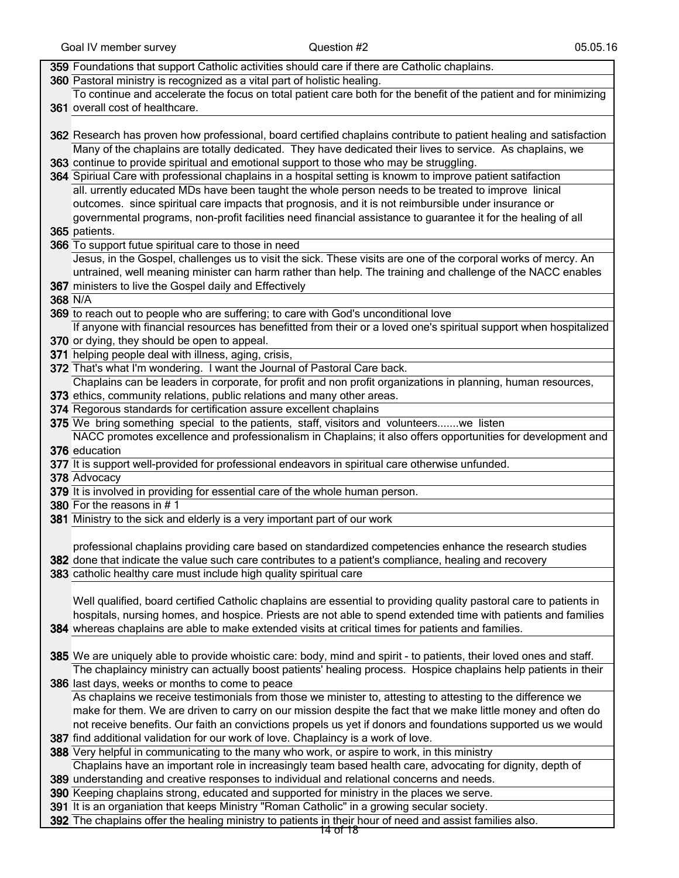| | |
|---|---|
| 359 | Foundations that support Catholic activities should care if there are Catholic chaplains. |
| 360 | Pastoral ministry is recognized as a vital part of holistic healing. |
| 361 | To continue and accelerate the focus on total patient care both for the benefit of the patient and for minimizing overall cost of healthcare. |
| 362 | Research has proven how professional, board certified chaplains contribute to patient healing and satisfaction |
| 363 | Many of the chaplains are totally dedicated. They have dedicated their lives to service. As chaplains, we continue to provide spiritual and emotional support to those who may be struggling. |
| 364 | Spiriual Care with professional chaplains in a hospital setting is knowm to improve patient satifaction |
| 365 | all. urrently educated MDs have been taught the whole person needs to be treated to improve linical outcomes. since spiritual care impacts that prognosis, and it is not reimbursible under insurance or governmental programs, non-profit facilities need financial assistance to guarantee it for the healing of all patients. |
| 366 | To support futue spiritual care to those in need |
| 367 | Jesus, in the Gospel, challenges us to visit the sick. These visits are one of the corporal works of mercy. An untrained, well meaning minister can harm rather than help. The training and challenge of the NACC enables ministers to live the Gospel daily and Effectively |
| 368 | N/A |
| 369 | to reach out to people who are suffering; to care with God's unconditional love |
| 370 | If anyone with financial resources has benefitted from their or a loved one's spiritual support when hospitalized or dying, they should be open to appeal. |
| 371 | helping people deal with illness, aging, crisis, |
| 372 | That's what I'm wondering. I want the Journal of Pastoral Care back. |
| 373 | Chaplains can be leaders in corporate, for profit and non profit organizations in planning, human resources, ethics, community relations, public relations and many other areas. |
| 374 | Regorous standards for certification assure excellent chaplains |
| 375 | We bring something special to the patients, staff, visitors and volunteers.......we listen |
| 376 | NACC promotes excellence and professionalism in Chaplains; it also offers opportunities for development and education |
| 377 | It is support well-provided for professional endeavors in spiritual care otherwise unfunded. |
| 378 | Advocacy |
| 379 | It is involved in providing for essential care of the whole human person. |
| 380 | For the reasons in # 1 |
| 381 | Ministry to the sick and elderly is a very important part of our work |
| 382 | professional chaplains providing care based on standardized competencies enhance the research studies done that indicate the value such care contributes to a patient's compliance, healing and recovery |
| 383 | catholic healthy care must include high quality spiritual care |
| 384 | Well qualified, board certified Catholic chaplains are essential to providing quality pastoral care to patients in hospitals, nursing homes, and hospice. Priests are not able to spend extended time with patients and families whereas chaplains are able to make extended visits at critical times for patients and families. |
| 385 | We are uniquely able to provide whoistic care: body, mind and spirit - to patients, their loved ones and staff. |
| 386 | The chaplaincy ministry can actually boost patients' healing process. Hospice chaplains help patients in their last days, weeks or months to come to peace |
| 387 | As chaplains we receive testimonials from those we minister to, attesting to attesting to the difference we make for them. We are driven to carry on our mission despite the fact that we make little money and often do not receive benefits. Our faith an convictions propels us yet if donors and foundations supported us we would find additional validation for our work of love. Chaplaincy is a work of love. |
| 388 | Very helpful in communicating to the many who work, or aspire to work, in this ministry |
| 389 | Chaplains have an important role in increasingly team based health care, advocating for dignity, depth of understanding and creative responses to individual and relational concerns and needs. |
| 390 | Keeping chaplains strong, educated and supported for ministry in the places we serve. |
| 391 | It is an organiation that keeps Ministry "Roman Catholic" in a growing secular society. |
| 392 | The chaplains offer the healing ministry to patients in their hour of need and assist families also. |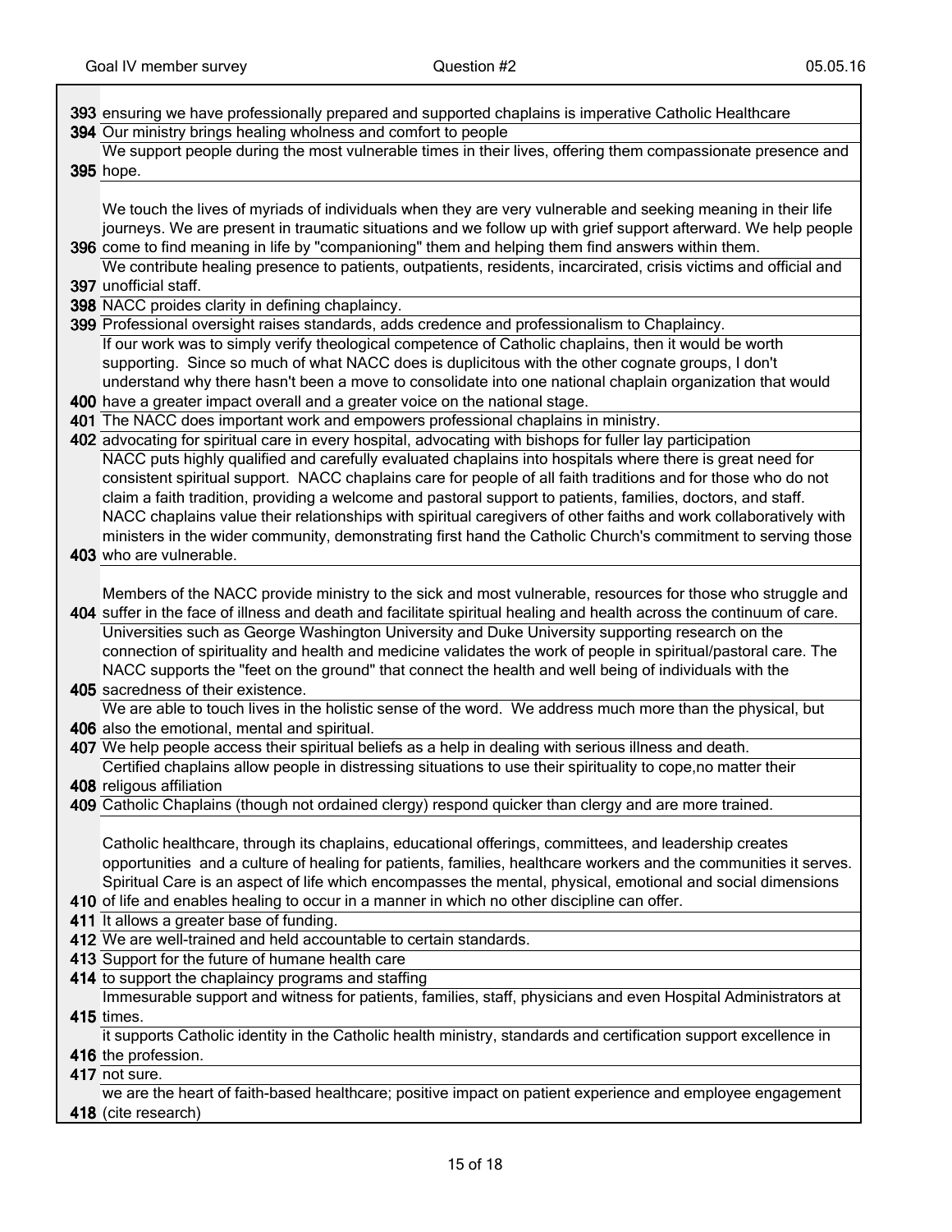| | |
|---|---|
| 393 | ensuring we have professionally prepared and supported chaplains is imperative Catholic Healthcare |
| 394 | Our ministry brings healing wholness and comfort to people |
| 395 | We support people during the most vulnerable times in their lives, offering them compassionate presence and hope. |
| 396 | We touch the lives of myriads of individuals when they are very vulnerable and seeking meaning in their life journeys. We are present in traumatic situations and we follow up with grief support afterward. We help people come to find meaning in life by "companioning" them and helping them find answers within them. |
| 397 | We contribute healing presence to patients, outpatients, residents, incarcirated, crisis victims and official and unofficial staff. |
| 398 | NACC proides clarity in defining chaplaincy. |
| 399 | Professional oversight raises standards, adds credence and professionalism to Chaplaincy. |
| 400 | If our work was to simply verify theological competence of Catholic chaplains, then it would be worth supporting. Since so much of what NACC does is duplicitous with the other cognate groups, I don't understand why there hasn't been a move to consolidate into one national chaplain organization that would have a greater impact overall and a greater voice on the national stage. |
| 401 | The NACC does important work and empowers professional chaplains in ministry. |
| 402 | advocating for spiritual care in every hospital, advocating with bishops for fuller lay participation |
| 403 | NACC puts highly qualified and carefully evaluated chaplains into hospitals where there is great need for consistent spiritual support. NACC chaplains care for people of all faith traditions and for those who do not claim a faith tradition, providing a welcome and pastoral support to patients, families, doctors, and staff. NACC chaplains value their relationships with spiritual caregivers of other faiths and work collaboratively with ministers in the wider community, demonstrating first hand the Catholic Church's commitment to serving those who are vulnerable. |
| 404 | Members of the NACC provide ministry to the sick and most vulnerable, resources for those who struggle and suffer in the face of illness and death and facilitate spiritual healing and health across the continuum of care. |
| 405 | Universities such as George Washington University and Duke University supporting research on the connection of spirituality and health and medicine validates the work of people in spiritual/pastoral care. The NACC supports the "feet on the ground" that connect the health and well being of individuals with the sacredness of their existence. |
| 406 | We are able to touch lives in the holistic sense of the word. We address much more than the physical, but also the emotional, mental and spiritual. |
| 407 | We help people access their spiritual beliefs as a help in dealing with serious illness and death. |
| 408 | Certified chaplains allow people in distressing situations to use their spirituality to cope,no matter their religous affiliation |
| 409 | Catholic Chaplains (though not ordained clergy) respond quicker than clergy and are more trained. |
| 410 | Catholic healthcare, through its chaplains, educational offerings, committees, and leadership creates opportunities and a culture of healing for patients, families, healthcare workers and the communities it serves. Spiritual Care is an aspect of life which encompasses the mental, physical, emotional and social dimensions of life and enables healing to occur in a manner in which no other discipline can offer. |
| 411 | It allows a greater base of funding. |
| 412 | We are well-trained and held accountable to certain standards. |
| 413 | Support for the future of humane health care |
| 414 | to support the chaplaincy programs and staffing |
| 415 | Immesurable support and witness for patients, families, staff, physicians and even Hospital Administrators at times. |
| 416 | it supports Catholic identity in the Catholic health ministry, standards and certification support excellence in the profession. |
| 417 | not sure. |
| 418 | we are the heart of faith-based healthcare; positive impact on patient experience and employee engagement (cite research) |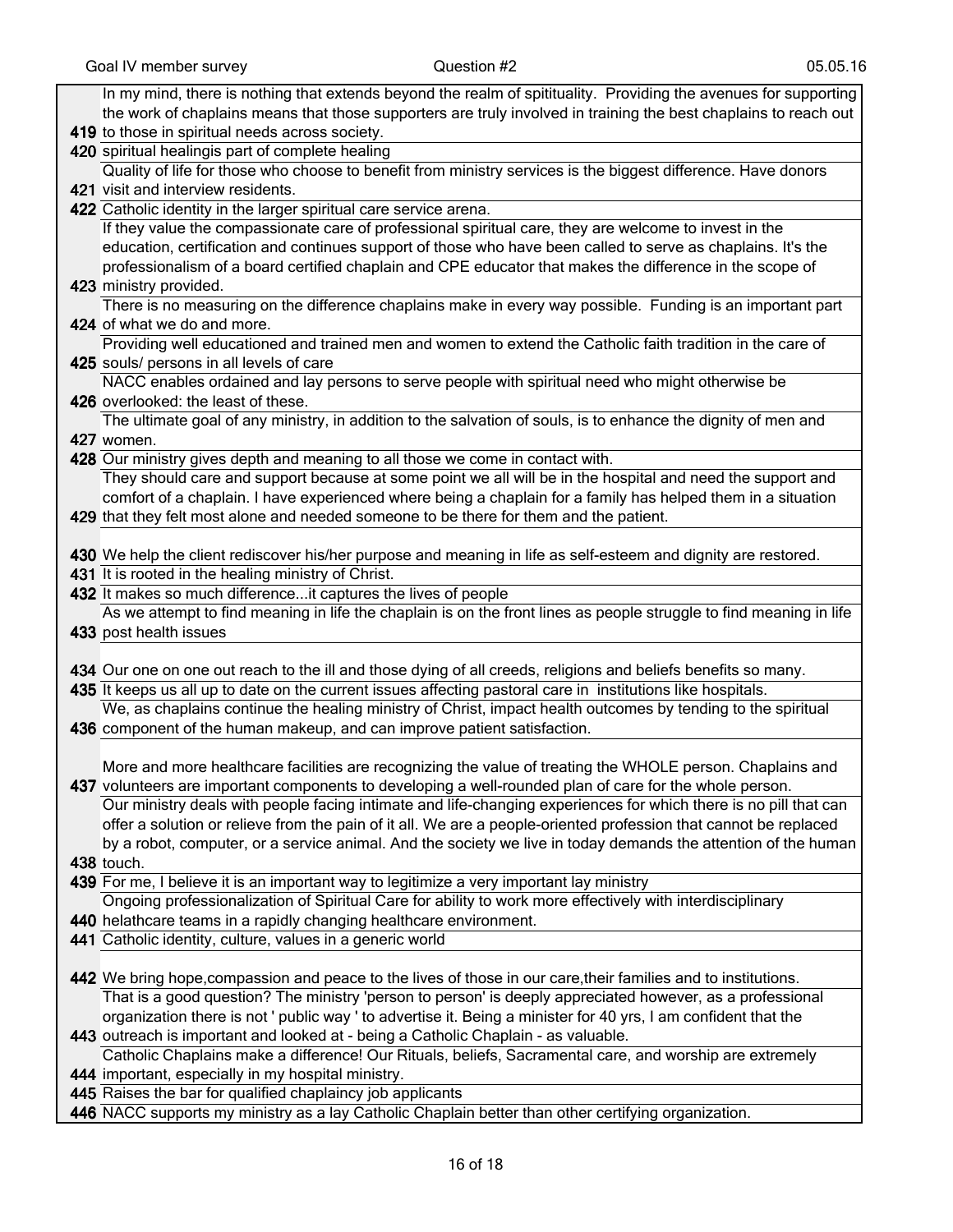| # | Response |
|---|---|
| 419 | In my mind, there is nothing that extends beyond the realm of spitituality. Providing the avenues for supporting the work of chaplains means that those supporters are truly involved in training the best chaplains to reach out to those in spiritual needs across society. |
| 420 | spiritual healingis part of complete healing |
| 421 | Quality of life for those who choose to benefit from ministry services is the biggest difference. Have donors visit and interview residents. |
| 422 | Catholic identity in the larger spiritual care service arena. |
| 423 | If they value the compassionate care of professional spiritual care, they are welcome to invest in the education, certification and continues support of those who have been called to serve as chaplains. It's the professionalism of a board certified chaplain and CPE educator that makes the difference in the scope of ministry provided. |
| 424 | There is no measuring on the difference chaplains make in every way possible. Funding is an important part of what we do and more. |
| 425 | Providing well educationed and trained men and women to extend the Catholic faith tradition in the care of souls/ persons in all levels of care |
| 426 | NACC enables ordained and lay persons to serve people with spiritual need who might otherwise be overlooked: the least of these. |
| 427 | The ultimate goal of any ministry, in addition to the salvation of souls, is to enhance the dignity of men and women. |
| 428 | Our ministry gives depth and meaning to all those we come in contact with. |
| 429 | They should care and support because at some point we all will be in the hospital and need the support and comfort of a chaplain. I have experienced where being a chaplain for a family has helped them in a situation that they felt most alone and needed someone to be there for them and the patient. |
| 430 | We help the client rediscover his/her purpose and meaning in life as self-esteem and dignity are restored. |
| 431 | It is rooted in the healing ministry of Christ. |
| 432 | It makes so much difference...it captures the lives of people |
| 433 | As we attempt to find meaning in life the chaplain is on the front lines as people struggle to find meaning in life post health issues |
| 434 | Our one on one out reach to the ill and those dying of all creeds, religions and beliefs benefits so many. |
| 435 | It keeps us all up to date on the current issues affecting pastoral care in institutions like hospitals. |
| 436 | We, as chaplains continue the healing ministry of Christ, impact health outcomes by tending to the spiritual component of the human makeup, and can improve patient satisfaction. |
| 437 | More and more healthcare facilities are recognizing the value of treating the WHOLE person. Chaplains and volunteers are important components to developing a well-rounded plan of care for the whole person. |
| 438 | Our ministry deals with people facing intimate and life-changing experiences for which there is no pill that can offer a solution or relieve from the pain of it all. We are a people-oriented profession that cannot be replaced by a robot, computer, or a service animal. And the society we live in today demands the attention of the human touch. |
| 439 | For me, I believe it is an important way to legitimize a very important lay ministry |
| 440 | Ongoing professionalization of Spiritual Care for ability to work more effectively with interdisciplinary helathcare teams in a rapidly changing healthcare environment. |
| 441 | Catholic identity, culture, values in a generic world |
| 442 | We bring hope,compassion and peace to the lives of those in our care,their families and to institutions. |
| 443 | That is a good question? The ministry 'person to person' is deeply appreciated however, as a professional organization there is not ' public way ' to advertise it. Being a minister for 40 yrs, I am confident that the outreach is important and looked at - being a Catholic Chaplain - as valuable. |
| 444 | Catholic Chaplains make a difference! Our Rituals, beliefs, Sacramental care, and worship are extremely important, especially in my hospital ministry. |
| 445 | Raises the bar for qualified chaplaincy job applicants |
| 446 | NACC supports my ministry as a lay Catholic Chaplain better than other certifying organization. |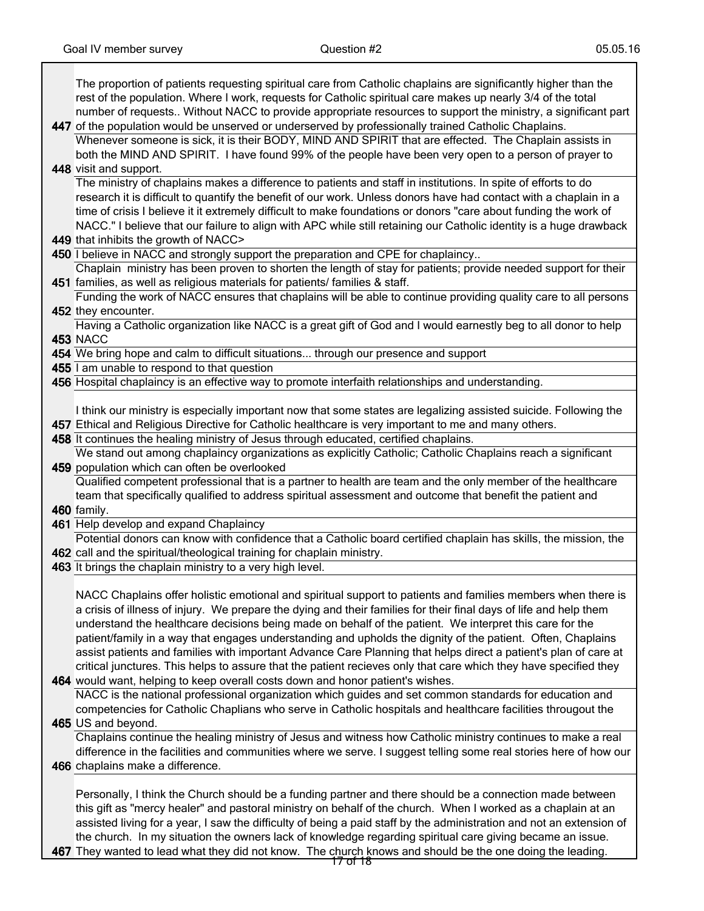| | |
|---|---|
| 447 | The proportion of patients requesting spiritual care from Catholic chaplains are significantly higher than the rest of the population. Where I work, requests for Catholic spiritual care makes up nearly 3/4 of the total number of requests.. Without NACC to provide appropriate resources to support the ministry, a significant part of the population would be unserved or underserved by professionally trained Catholic Chaplains. |
| 448 | Whenever someone is sick, it is their BODY, MIND AND SPIRIT that are effected. The Chaplain assists in both the MIND AND SPIRIT. I have found 99% of the people have been very open to a person of prayer to visit and support. |
| 449 | The ministry of chaplains makes a difference to patients and staff in institutions. In spite of efforts to do research it is difficult to quantify the benefit of our work. Unless donors have had contact with a chaplain in a time of crisis I believe it it extremely difficult to make foundations or donors "care about funding the work of NACC." I believe that our failure to align with APC while still retaining our Catholic identity is a huge drawback that inhibits the growth of NACC> |
| 450 | I believe in NACC and strongly support the preparation and CPE for chaplaincy.. |
| 451 | Chaplain ministry has been proven to shorten the length of stay for patients; provide needed support for their families, as well as religious materials for patients/ families & staff. |
| 452 | Funding the work of NACC ensures that chaplains will be able to continue providing quality care to all persons they encounter. |
| 453 | Having a Catholic organization like NACC is a great gift of God and I would earnestly beg to all donor to help NACC |
| 454 | We bring hope and calm to difficult situations... through our presence and support |
| 455 | I am unable to respond to that question |
| 456 | Hospital chaplaincy is an effective way to promote interfaith relationships and understanding. |
| 457 | I think our ministry is especially important now that some states are legalizing assisted suicide. Following the Ethical and Religious Directive for Catholic healthcare is very important to me and many others. |
| 458 | It continues the healing ministry of Jesus through educated, certified chaplains. |
| 459 | We stand out among chaplaincy organizations as explicitly Catholic; Catholic Chaplains reach a significant population which can often be overlooked |
| 460 | Qualified competent professional that is a partner to health are team and the only member of the healthcare team that specifically qualified to address spiritual assessment and outcome that benefit the patient and family. |
| 461 | Help develop and expand Chaplaincy |
| 462 | Potential donors can know with confidence that a Catholic board certified chaplain has skills, the mission, the call and the spiritual/theological training for chaplain ministry. |
| 463 | It brings the chaplain ministry to a very high level. |
| 464 | NACC Chaplains offer holistic emotional and spiritual support to patients and families members when there is a crisis of illness of injury. We prepare the dying and their families for their final days of life and help them understand the healthcare decisions being made on behalf of the patient. We interpret this care for the patient/family in a way that engages understanding and upholds the dignity of the patient. Often, Chaplains assist patients and families with important Advance Care Planning that helps direct a patient's plan of care at critical junctures. This helps to assure that the patient recieves only that care which they have specified they would want, helping to keep overall costs down and honor patient's wishes. |
| 465 | NACC is the national professional organization which guides and set common standards for education and competencies for Catholic Chaplians who serve in Catholic hospitals and healthcare facilities througout the US and beyond. |
| 466 | Chaplains continue the healing ministry of Jesus and witness how Catholic ministry continues to make a real difference in the facilities and communities where we serve. I suggest telling some real stories here of how our chaplains make a difference. |
| 467 | Personally, I think the Church should be a funding partner and there should be a connection made between this gift as "mercy healer" and pastoral ministry on behalf of the church. When I worked as a chaplain at an assisted living for a year, I saw the difficulty of being a paid staff by the administration and not an extension of the church. In my situation the owners lack of knowledge regarding spiritual care giving became an issue. They wanted to lead what they did not know. The church knows and should be the one doing the leading. |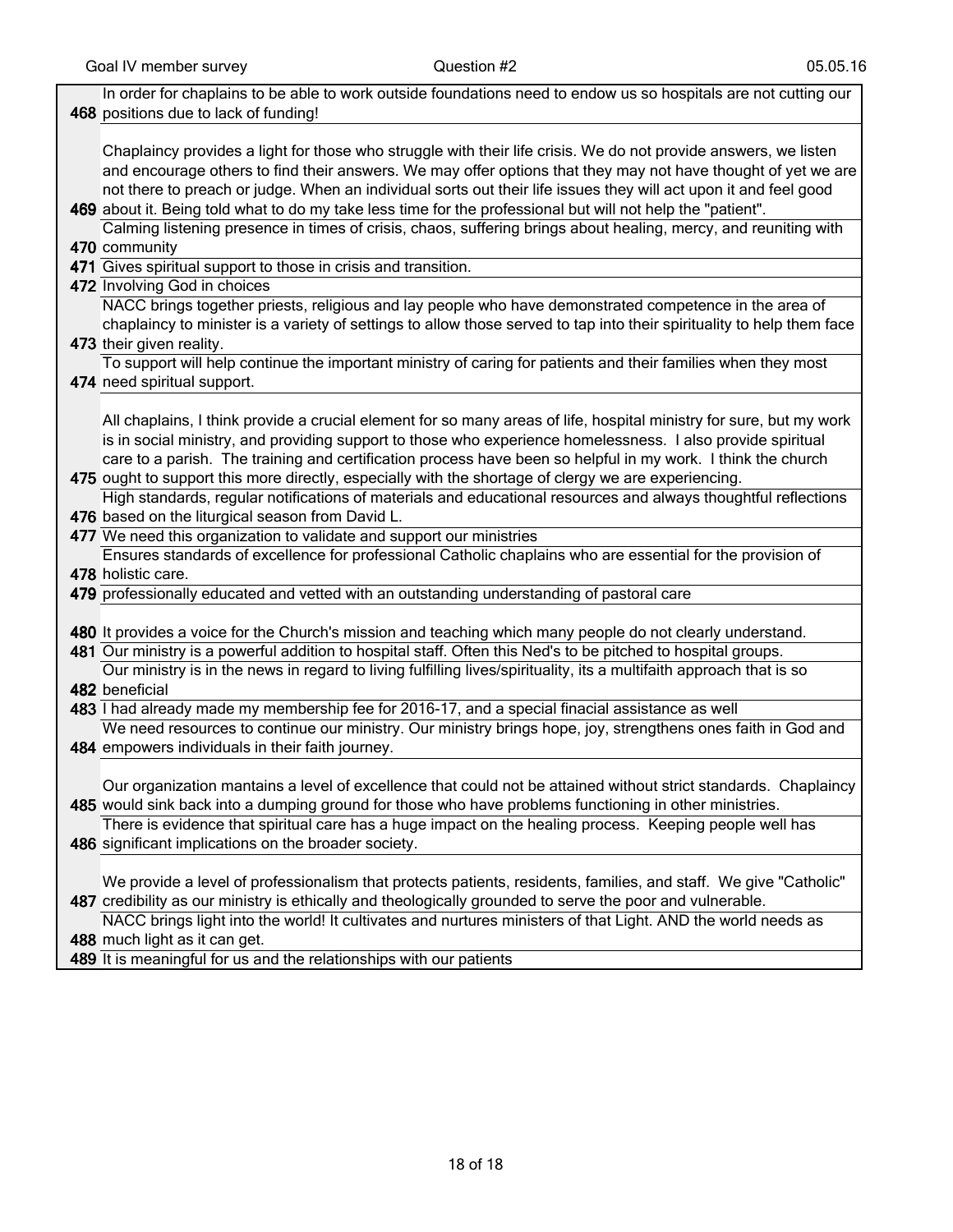| | |
|---|---|
| 468 | In order for chaplains to be able to work outside foundations need to endow us so hospitals are not cutting our positions due to lack of funding! |
| 469 | Chaplaincy provides a light for those who struggle with their life crisis. We do not provide answers, we listen and encourage others to find their answers. We may offer options that they may not have thought of yet we are not there to preach or judge. When an individual sorts out their life issues they will act upon it and feel good about it. Being told what to do my take less time for the professional but will not help the "patient". |
| 470 | Calming listening presence in times of crisis, chaos, suffering brings about healing, mercy, and reuniting with community |
| 471 | Gives spiritual support to those in crisis and transition. |
| 472 | Involving God in choices |
| 473 | NACC brings together priests, religious and lay people who have demonstrated competence in the area of chaplaincy to minister is a variety of settings to allow those served to tap into their spirituality to help them face their given reality. |
| 474 | To support will help continue the important ministry of caring for patients and their families when they most need spiritual support. |
| 475 | All chaplains, I think provide a crucial element for so many areas of life, hospital ministry for sure, but my work is in social ministry, and providing support to those who experience homelessness. I also provide spiritual care to a parish. The training and certification process have been so helpful in my work. I think the church ought to support this more directly, especially with the shortage of clergy we are experiencing. |
| 476 | High standards, regular notifications of materials and educational resources and always thoughtful reflections based on the liturgical season from David L. |
| 477 | We need this organization to validate and support our ministries |
| 478 | Ensures standards of excellence for professional Catholic chaplains who are essential for the provision of holistic care. |
| 479 | professionally educated and vetted with an outstanding understanding of pastoral care |
| 480 | It provides a voice for the Church's mission and teaching which many people do not clearly understand. |
| 481 | Our ministry is a powerful addition to hospital staff. Often this Ned's to be pitched to hospital groups. |
| 482 | Our ministry is in the news in regard to living fulfilling lives/spirituality, its a multifaith approach that is so beneficial |
| 483 | I had already made my membership fee for 2016-17, and a special finacial assistance as well |
| 484 | We need resources to continue our ministry. Our ministry brings hope, joy, strengthens ones faith in God and empowers individuals in their faith journey. |
| 485 | Our organization mantains a level of excellence that could not be attained without strict standards. Chaplaincy would sink back into a dumping ground for those who have problems functioning in other ministries. |
| 486 | There is evidence that spiritual care has a huge impact on the healing process. Keeping people well has significant implications on the broader society. |
| 487 | We provide a level of professionalism that protects patients, residents, families, and staff. We give "Catholic" credibility as our ministry is ethically and theologically grounded to serve the poor and vulnerable. |
| 488 | NACC brings light into the world! It cultivates and nurtures ministers of that Light. AND the world needs as much light as it can get. |
| 489 | It is meaningful for us and the relationships with our patients |